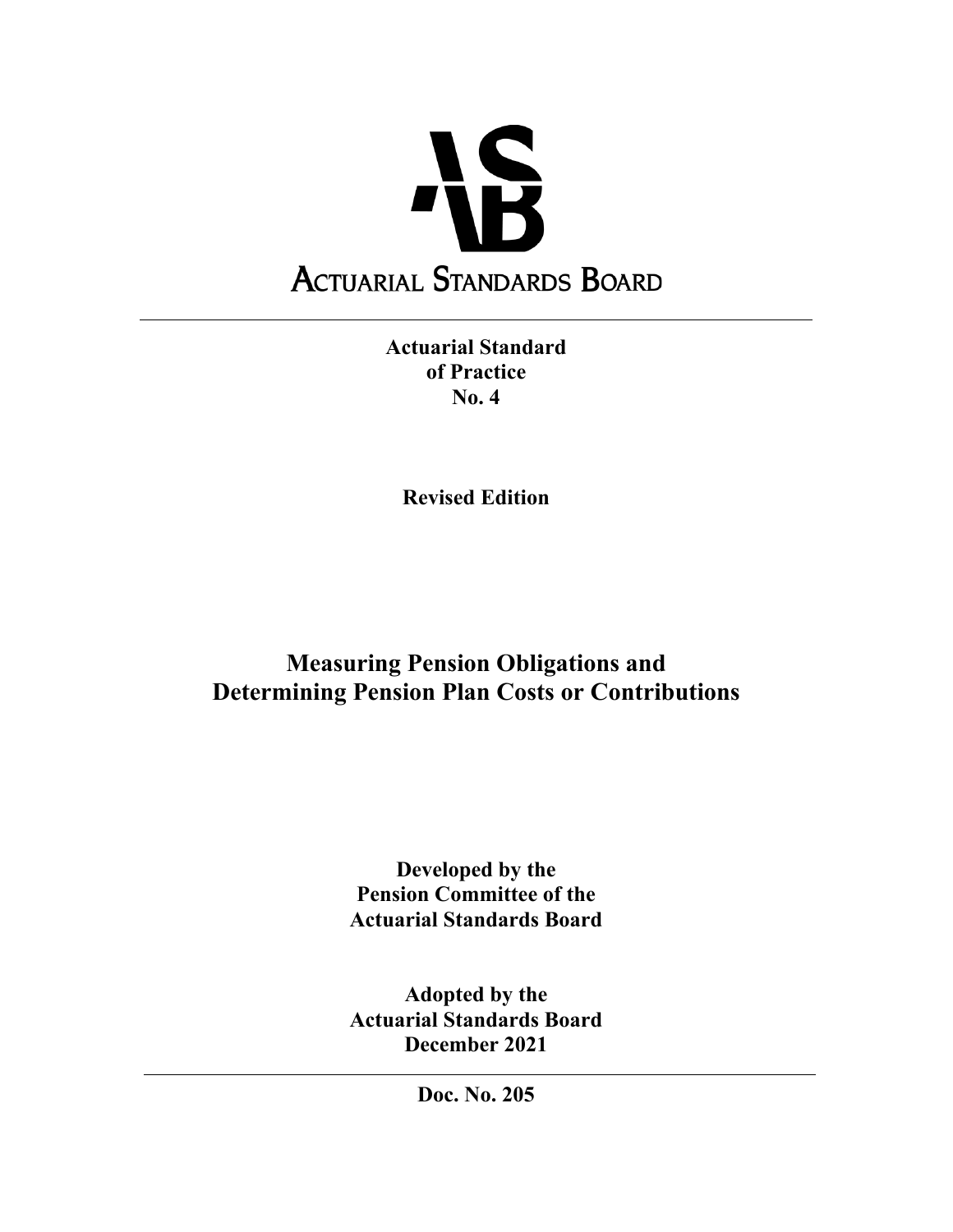ACTUARIAL STANDARDS BOARD

**Actuarial Standard of Practice No. 4**

**Revised Edition**

# Measuring Pension Obligations and Determining Pension Plan Costs or Contributions

**Developed by the Pension Committee of the Actuarial Standards Board**

**Adopted by the Actuarial Standards Board December 2021**

**Doc. No. 205**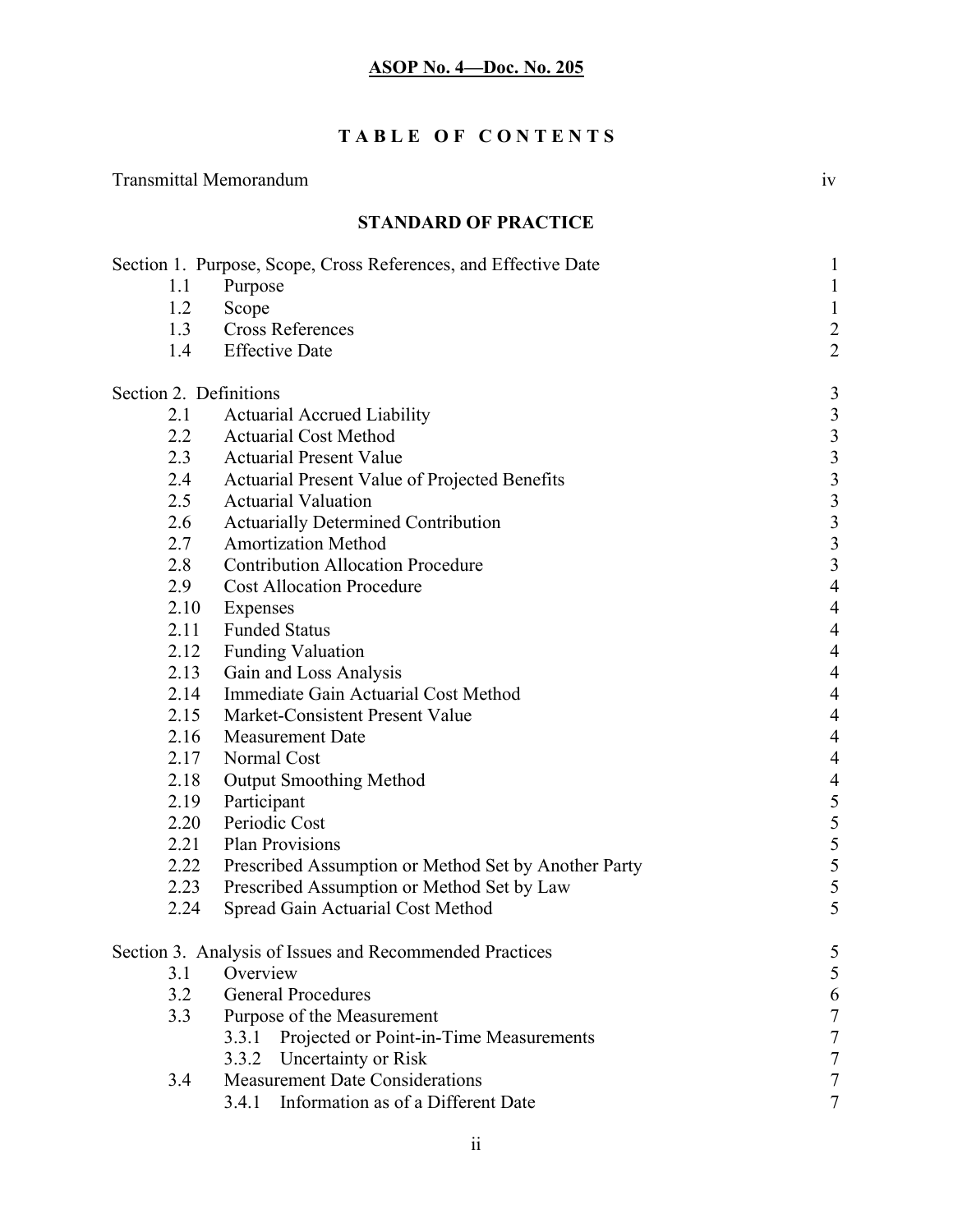**ASOP No. 4—Doc. No. 205**

# TABLE OF CONTENTS

| | | |
|---|---|---|
| Transmittal Memorandum | | iv |

## STANDARD OF PRACTICE

| | | |
|---|---|---|
| Section 1. Purpose, Scope, Cross References, and Effective Date | | 1 |
| 1.1 | Purpose | 1 |
| 1.2 | Scope | 1 |
| 1.3 | Cross References | 2 |
| 1.4 | Effective Date | 2 |
| Section 2. Definitions | | 3 |
| 2.1 | Actuarial Accrued Liability | 3 |
| 2.2 | Actuarial Cost Method | 3 |
| 2.3 | Actuarial Present Value | 3 |
| 2.4 | Actuarial Present Value of Projected Benefits | 3 |
| 2.5 | Actuarial Valuation | 3 |
| 2.6 | Actuarially Determined Contribution | 3 |
| 2.7 | Amortization Method | 3 |
| 2.8 | Contribution Allocation Procedure | 3 |
| 2.9 | Cost Allocation Procedure | 4 |
| 2.10 | Expenses | 4 |
| 2.11 | Funded Status | 4 |
| 2.12 | Funding Valuation | 4 |
| 2.13 | Gain and Loss Analysis | 4 |
| 2.14 | Immediate Gain Actuarial Cost Method | 4 |
| 2.15 | Market-Consistent Present Value | 4 |
| 2.16 | Measurement Date | 4 |
| 2.17 | Normal Cost | 4 |
| 2.18 | Output Smoothing Method | 4 |
| 2.19 | Participant | 5 |
| 2.20 | Periodic Cost | 5 |
| 2.21 | Plan Provisions | 5 |
| 2.22 | Prescribed Assumption or Method Set by Another Party | 5 |
| 2.23 | Prescribed Assumption or Method Set by Law | 5 |
| 2.24 | Spread Gain Actuarial Cost Method | 5 |
| Section 3. Analysis of Issues and Recommended Practices | | 5 |
| 3.1 | Overview | 5 |
| 3.2 | General Procedures | 6 |
| 3.3 | Purpose of the Measurement | 7 |
| | 3.3.1 Projected or Point-in-Time Measurements | 7 |
| | 3.3.2 Uncertainty or Risk | 7 |
| 3.4 | Measurement Date Considerations | 7 |
| | 3.4.1 Information as of a Different Date | 7 |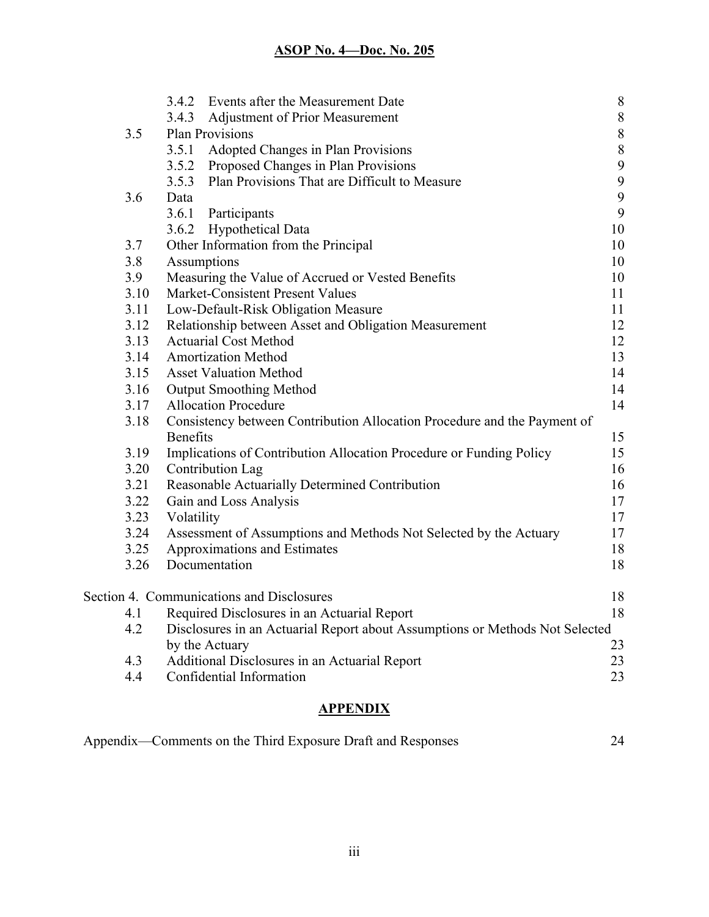| | | |
|---|---|---|
| | 3.4.2 Events after the Measurement Date | 8 |
| | 3.4.3 Adjustment of Prior Measurement | 8 |
| 3.5 | Plan Provisions | 8 |
| | 3.5.1 Adopted Changes in Plan Provisions | 8 |
| | 3.5.2 Proposed Changes in Plan Provisions | 9 |
| | 3.5.3 Plan Provisions That are Difficult to Measure | 9 |
| 3.6 | Data | 9 |
| | 3.6.1 Participants | 9 |
| | 3.6.2 Hypothetical Data | 10 |
| 3.7 | Other Information from the Principal | 10 |
| 3.8 | Assumptions | 10 |
| 3.9 | Measuring the Value of Accrued or Vested Benefits | 10 |
| 3.10 | Market-Consistent Present Values | 11 |
| 3.11 | Low-Default-Risk Obligation Measure | 11 |
| 3.12 | Relationship between Asset and Obligation Measurement | 12 |
| 3.13 | Actuarial Cost Method | 12 |
| 3.14 | Amortization Method | 13 |
| 3.15 | Asset Valuation Method | 14 |
| 3.16 | Output Smoothing Method | 14 |
| 3.17 | Allocation Procedure | 14 |
| 3.18 | Consistency between Contribution Allocation Procedure and the Payment of Benefits | 15 |
| 3.19 | Implications of Contribution Allocation Procedure or Funding Policy | 15 |
| 3.20 | Contribution Lag | 16 |
| 3.21 | Reasonable Actuarially Determined Contribution | 16 |
| 3.22 | Gain and Loss Analysis | 17 |
| 3.23 | Volatility | 17 |
| 3.24 | Assessment of Assumptions and Methods Not Selected by the Actuary | 17 |
| 3.25 | Approximations and Estimates | 18 |
| 3.26 | Documentation | 18 |
| Section 4. | Communications and Disclosures | 18 |
| 4.1 | Required Disclosures in an Actuarial Report | 18 |
| 4.2 | Disclosures in an Actuarial Report about Assumptions or Methods Not Selected by the Actuary | 23 |
| 4.3 | Additional Disclosures in an Actuarial Report | 23 |
| 4.4 | Confidential Information | 23 |

## APPENDIX

Appendix—Comments on the Third Exposure Draft and Responses 24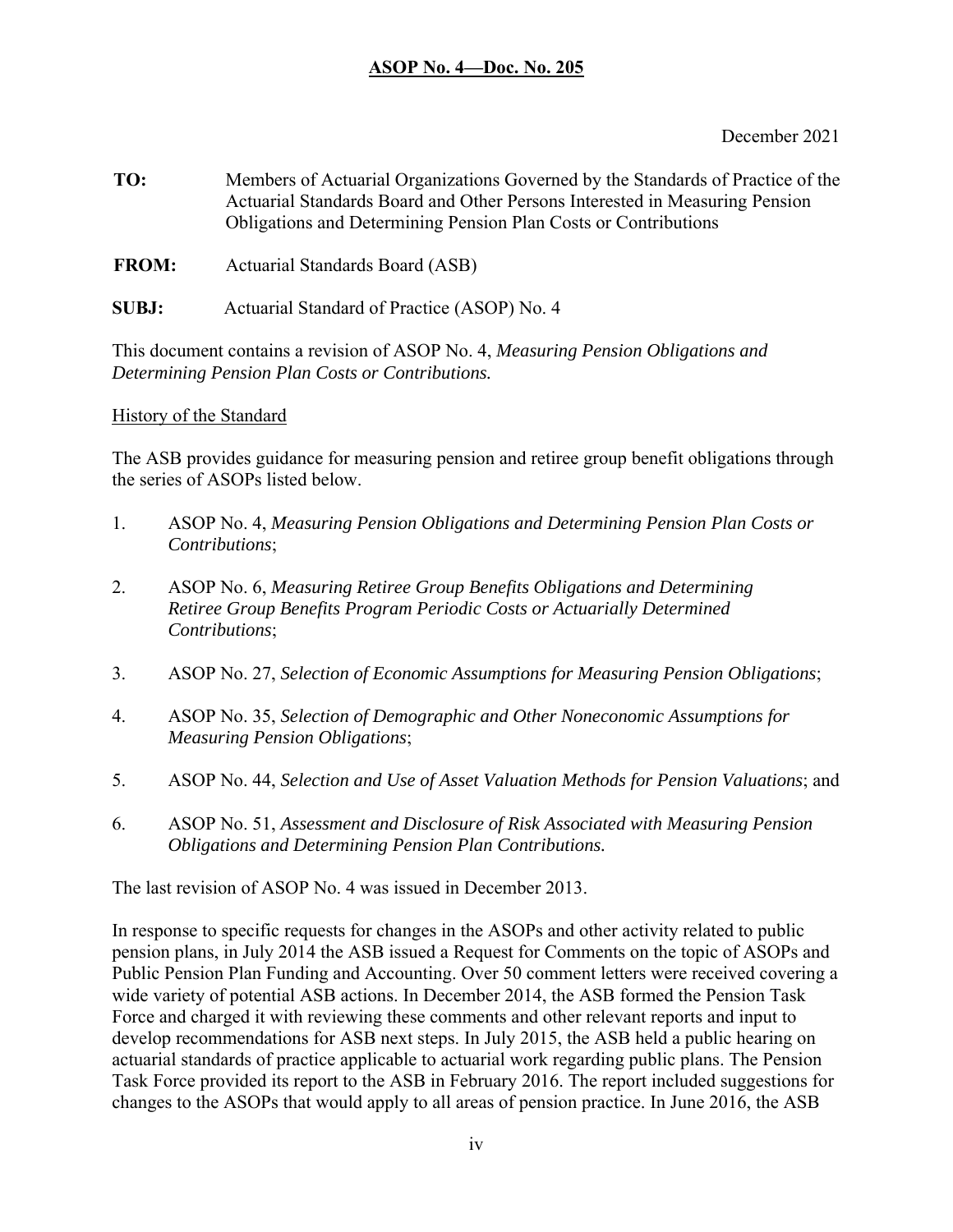**ASOP No. 4—Doc. No. 205**

December 2021

**TO:** Members of Actuarial Organizations Governed by the Standards of Practice of the Actuarial Standards Board and Other Persons Interested in Measuring Pension Obligations and Determining Pension Plan Costs or Contributions

**FROM:** Actuarial Standards Board (ASB)

**SUBJ:** Actuarial Standard of Practice (ASOP) No. 4

This document contains a revision of ASOP No. 4, *Measuring Pension Obligations and Determining Pension Plan Costs or Contributions.*

History of the Standard

The ASB provides guidance for measuring pension and retiree group benefit obligations through the series of ASOPs listed below.

1. ASOP No. 4, *Measuring Pension Obligations and Determining Pension Plan Costs or Contributions*;

2. ASOP No. 6, *Measuring Retiree Group Benefits Obligations and Determining Retiree Group Benefits Program Periodic Costs or Actuarially Determined Contributions*;

3. ASOP No. 27, *Selection of Economic Assumptions for Measuring Pension Obligations*;

4. ASOP No. 35, *Selection of Demographic and Other Noneconomic Assumptions for Measuring Pension Obligations*;

5. ASOP No. 44, *Selection and Use of Asset Valuation Methods for Pension Valuations*; and

6. ASOP No. 51, *Assessment and Disclosure of Risk Associated with Measuring Pension Obligations and Determining Pension Plan Contributions.*

The last revision of ASOP No. 4 was issued in December 2013.

In response to specific requests for changes in the ASOPs and other activity related to public pension plans, in July 2014 the ASB issued a Request for Comments on the topic of ASOPs and Public Pension Plan Funding and Accounting. Over 50 comment letters were received covering a wide variety of potential ASB actions. In December 2014, the ASB formed the Pension Task Force and charged it with reviewing these comments and other relevant reports and input to develop recommendations for ASB next steps. In July 2015, the ASB held a public hearing on actuarial standards of practice applicable to actuarial work regarding public plans. The Pension Task Force provided its report to the ASB in February 2016. The report included suggestions for changes to the ASOPs that would apply to all areas of pension practice. In June 2016, the ASB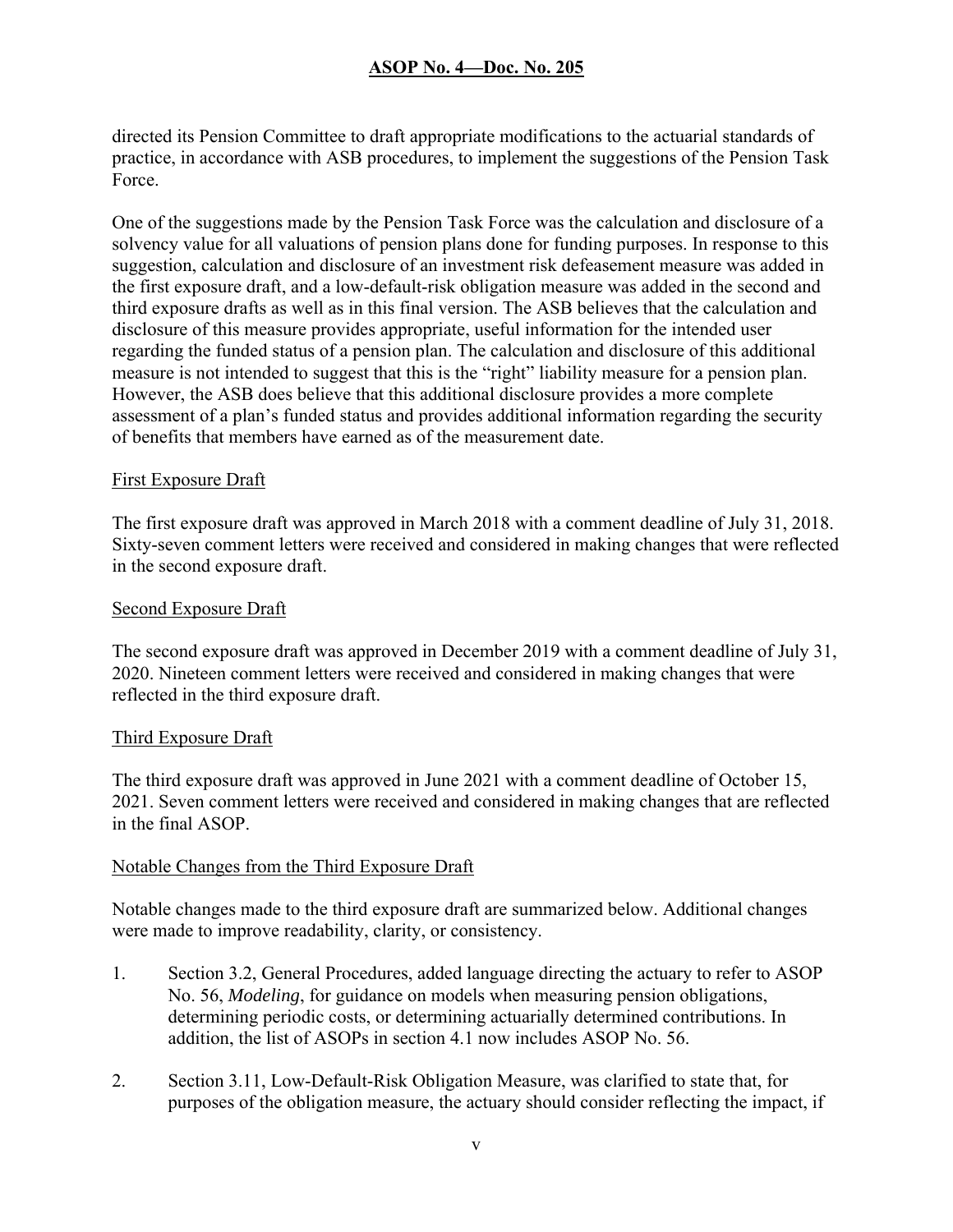directed its Pension Committee to draft appropriate modifications to the actuarial standards of practice, in accordance with ASB procedures, to implement the suggestions of the Pension Task Force.

One of the suggestions made by the Pension Task Force was the calculation and disclosure of a solvency value for all valuations of pension plans done for funding purposes. In response to this suggestion, calculation and disclosure of an investment risk defeasement measure was added in the first exposure draft, and a low-default-risk obligation measure was added in the second and third exposure drafts as well as in this final version. The ASB believes that the calculation and disclosure of this measure provides appropriate, useful information for the intended user regarding the funded status of a pension plan. The calculation and disclosure of this additional measure is not intended to suggest that this is the "right" liability measure for a pension plan. However, the ASB does believe that this additional disclosure provides a more complete assessment of a plan's funded status and provides additional information regarding the security of benefits that members have earned as of the measurement date.

First Exposure Draft

The first exposure draft was approved in March 2018 with a comment deadline of July 31, 2018. Sixty-seven comment letters were received and considered in making changes that were reflected in the second exposure draft.

Second Exposure Draft

The second exposure draft was approved in December 2019 with a comment deadline of July 31, 2020. Nineteen comment letters were received and considered in making changes that were reflected in the third exposure draft.

Third Exposure Draft

The third exposure draft was approved in June 2021 with a comment deadline of October 15, 2021. Seven comment letters were received and considered in making changes that are reflected in the final ASOP.

Notable Changes from the Third Exposure Draft

Notable changes made to the third exposure draft are summarized below. Additional changes were made to improve readability, clarity, or consistency.

1. Section 3.2, General Procedures, added language directing the actuary to refer to ASOP No. 56, *Modeling*, for guidance on models when measuring pension obligations, determining periodic costs, or determining actuarially determined contributions. In addition, the list of ASOPs in section 4.1 now includes ASOP No. 56.

2. Section 3.11, Low-Default-Risk Obligation Measure, was clarified to state that, for purposes of the obligation measure, the actuary should consider reflecting the impact, if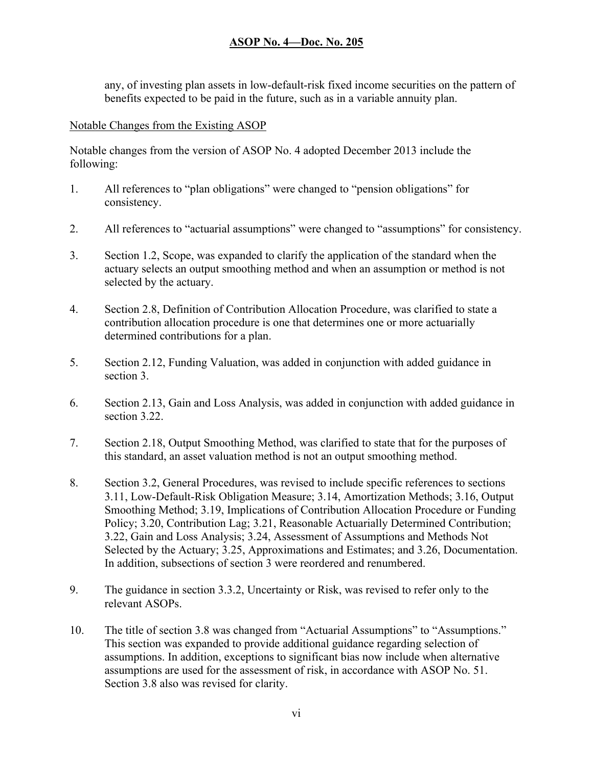any, of investing plan assets in low-default-risk fixed income securities on the pattern of benefits expected to be paid in the future, such as in a variable annuity plan.

Notable Changes from the Existing ASOP

Notable changes from the version of ASOP No. 4 adopted December 2013 include the following:

1. All references to "plan obligations" were changed to "pension obligations" for consistency.

2. All references to "actuarial assumptions" were changed to "assumptions" for consistency.

3. Section 1.2, Scope, was expanded to clarify the application of the standard when the actuary selects an output smoothing method and when an assumption or method is not selected by the actuary.

4. Section 2.8, Definition of Contribution Allocation Procedure, was clarified to state a contribution allocation procedure is one that determines one or more actuarially determined contributions for a plan.

5. Section 2.12, Funding Valuation, was added in conjunction with added guidance in section 3.

6. Section 2.13, Gain and Loss Analysis, was added in conjunction with added guidance in section 3.22.

7. Section 2.18, Output Smoothing Method, was clarified to state that for the purposes of this standard, an asset valuation method is not an output smoothing method.

8. Section 3.2, General Procedures, was revised to include specific references to sections 3.11, Low-Default-Risk Obligation Measure; 3.14, Amortization Methods; 3.16, Output Smoothing Method; 3.19, Implications of Contribution Allocation Procedure or Funding Policy; 3.20, Contribution Lag; 3.21, Reasonable Actuarially Determined Contribution; 3.22, Gain and Loss Analysis; 3.24, Assessment of Assumptions and Methods Not Selected by the Actuary; 3.25, Approximations and Estimates; and 3.26, Documentation. In addition, subsections of section 3 were reordered and renumbered.

9. The guidance in section 3.3.2, Uncertainty or Risk, was revised to refer only to the relevant ASOPs.

10. The title of section 3.8 was changed from "Actuarial Assumptions" to "Assumptions." This section was expanded to provide additional guidance regarding selection of assumptions. In addition, exceptions to significant bias now include when alternative assumptions are used for the assessment of risk, in accordance with ASOP No. 51. Section 3.8 also was revised for clarity.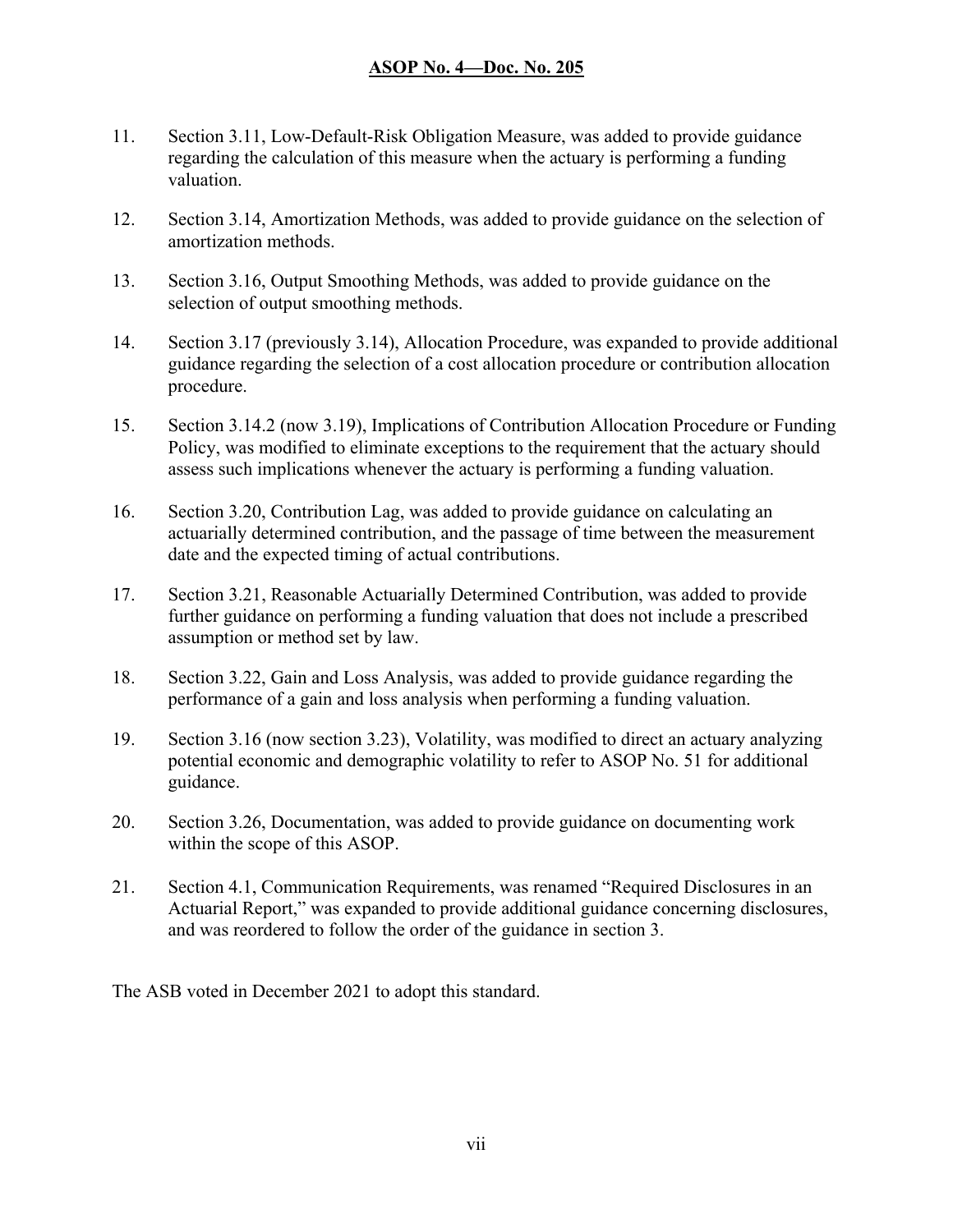11. Section 3.11, Low-Default-Risk Obligation Measure, was added to provide guidance regarding the calculation of this measure when the actuary is performing a funding valuation.

12. Section 3.14, Amortization Methods, was added to provide guidance on the selection of amortization methods.

13. Section 3.16, Output Smoothing Methods, was added to provide guidance on the selection of output smoothing methods.

14. Section 3.17 (previously 3.14), Allocation Procedure, was expanded to provide additional guidance regarding the selection of a cost allocation procedure or contribution allocation procedure.

15. Section 3.14.2 (now 3.19), Implications of Contribution Allocation Procedure or Funding Policy, was modified to eliminate exceptions to the requirement that the actuary should assess such implications whenever the actuary is performing a funding valuation.

16. Section 3.20, Contribution Lag, was added to provide guidance on calculating an actuarially determined contribution, and the passage of time between the measurement date and the expected timing of actual contributions.

17. Section 3.21, Reasonable Actuarially Determined Contribution, was added to provide further guidance on performing a funding valuation that does not include a prescribed assumption or method set by law.

18. Section 3.22, Gain and Loss Analysis, was added to provide guidance regarding the performance of a gain and loss analysis when performing a funding valuation.

19. Section 3.16 (now section 3.23), Volatility, was modified to direct an actuary analyzing potential economic and demographic volatility to refer to ASOP No. 51 for additional guidance.

20. Section 3.26, Documentation, was added to provide guidance on documenting work within the scope of this ASOP.

21. Section 4.1, Communication Requirements, was renamed "Required Disclosures in an Actuarial Report," was expanded to provide additional guidance concerning disclosures, and was reordered to follow the order of the guidance in section 3.

The ASB voted in December 2021 to adopt this standard.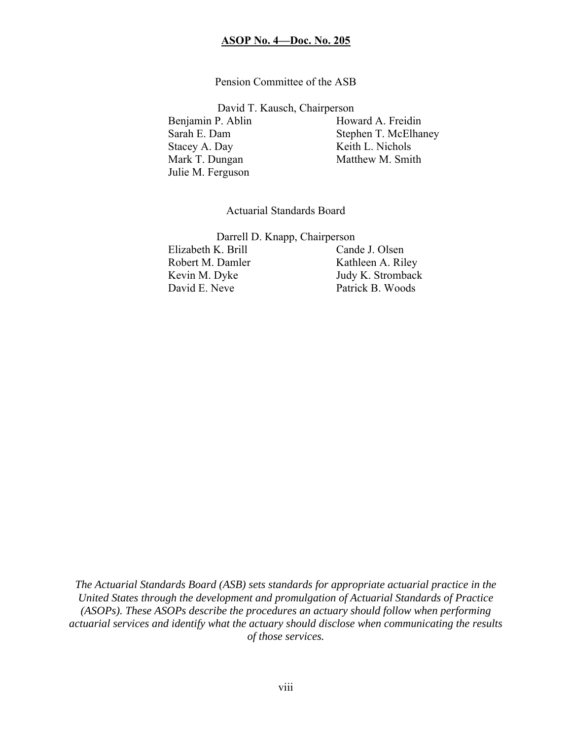Pension Committee of the ASB

David T. Kausch, Chairperson

Benjamin P. Ablin
Sarah E. Dam
Stacey A. Day
Mark T. Dungan
Julie M. Ferguson
Howard A. Freidin
Stephen T. McElhaney
Keith L. Nichols
Matthew M. Smith

Actuarial Standards Board

Darrell D. Knapp, Chairperson

Elizabeth K. Brill
Robert M. Damler
Kevin M. Dyke
David E. Neve
Cande J. Olsen
Kathleen A. Riley
Judy K. Stromback
Patrick B. Woods

*The Actuarial Standards Board (ASB) sets standards for appropriate actuarial practice in the United States through the development and promulgation of Actuarial Standards of Practice (ASOPs). These ASOPs describe the procedures an actuary should follow when performing actuarial services and identify what the actuary should disclose when communicating the results of those services.*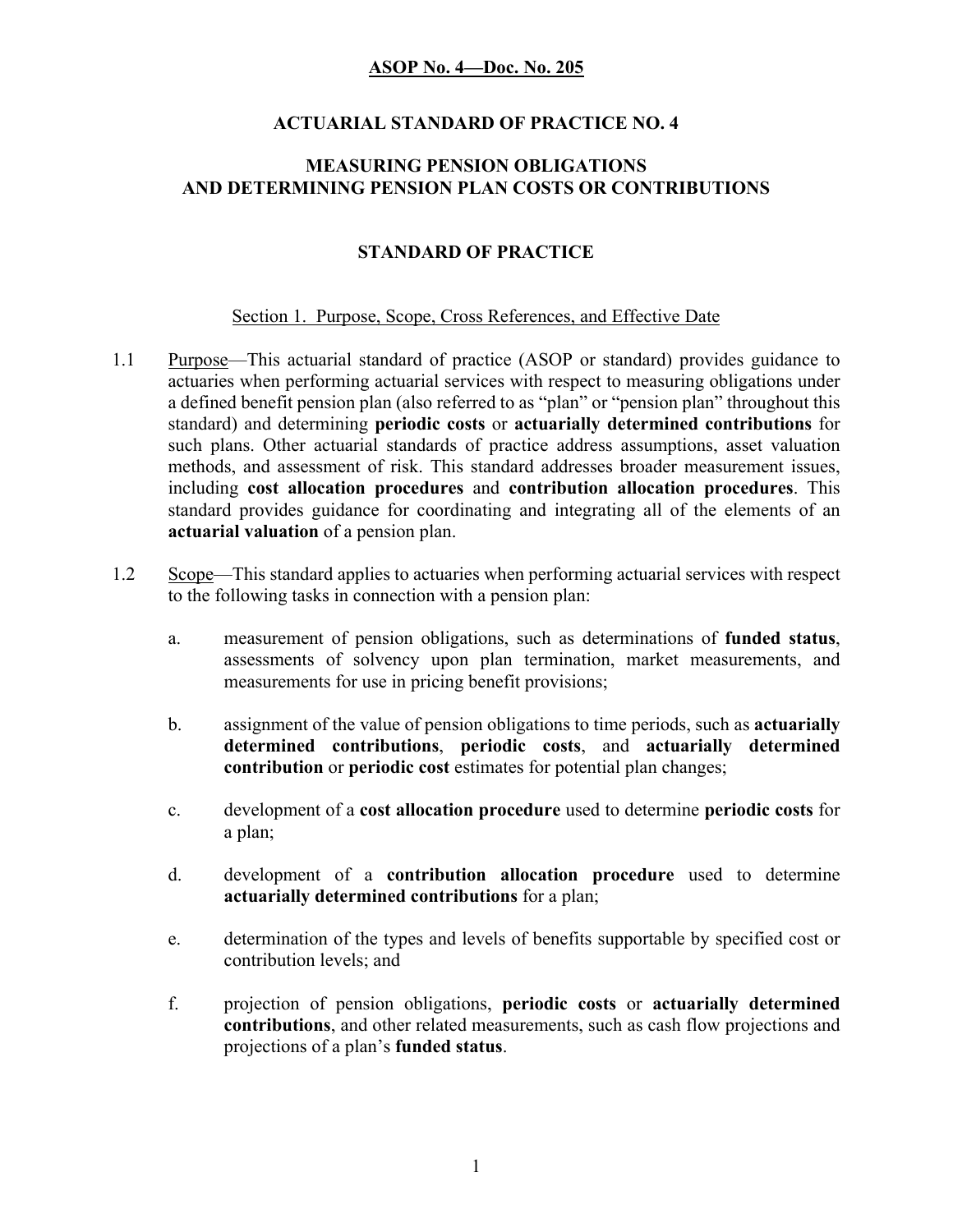**ASOP No. 4—Doc. No. 205**

# ACTUARIAL STANDARD OF PRACTICE NO. 4

# MEASURING PENSION OBLIGATIONS AND DETERMINING PENSION PLAN COSTS OR CONTRIBUTIONS

## STANDARD OF PRACTICE

### Section 1. Purpose, Scope, Cross References, and Effective Date

1.1 Purpose—This actuarial standard of practice (ASOP or standard) provides guidance to actuaries when performing actuarial services with respect to measuring obligations under a defined benefit pension plan (also referred to as "plan" or "pension plan" throughout this standard) and determining **periodic costs** or **actuarially determined contributions** for such plans. Other actuarial standards of practice address assumptions, asset valuation methods, and assessment of risk. This standard addresses broader measurement issues, including **cost allocation procedures** and **contribution allocation procedures**. This standard provides guidance for coordinating and integrating all of the elements of an **actuarial valuation** of a pension plan.

1.2 Scope—This standard applies to actuaries when performing actuarial services with respect to the following tasks in connection with a pension plan:

a. measurement of pension obligations, such as determinations of **funded status**, assessments of solvency upon plan termination, market measurements, and measurements for use in pricing benefit provisions;

b. assignment of the value of pension obligations to time periods, such as **actuarially determined contributions**, **periodic costs**, and **actuarially determined contribution** or **periodic cost** estimates for potential plan changes;

c. development of a **cost allocation procedure** used to determine **periodic costs** for a plan;

d. development of a **contribution allocation procedure** used to determine **actuarially determined contributions** for a plan;

e. determination of the types and levels of benefits supportable by specified cost or contribution levels; and

f. projection of pension obligations, **periodic costs** or **actuarially determined contributions**, and other related measurements, such as cash flow projections and projections of a plan's **funded status**.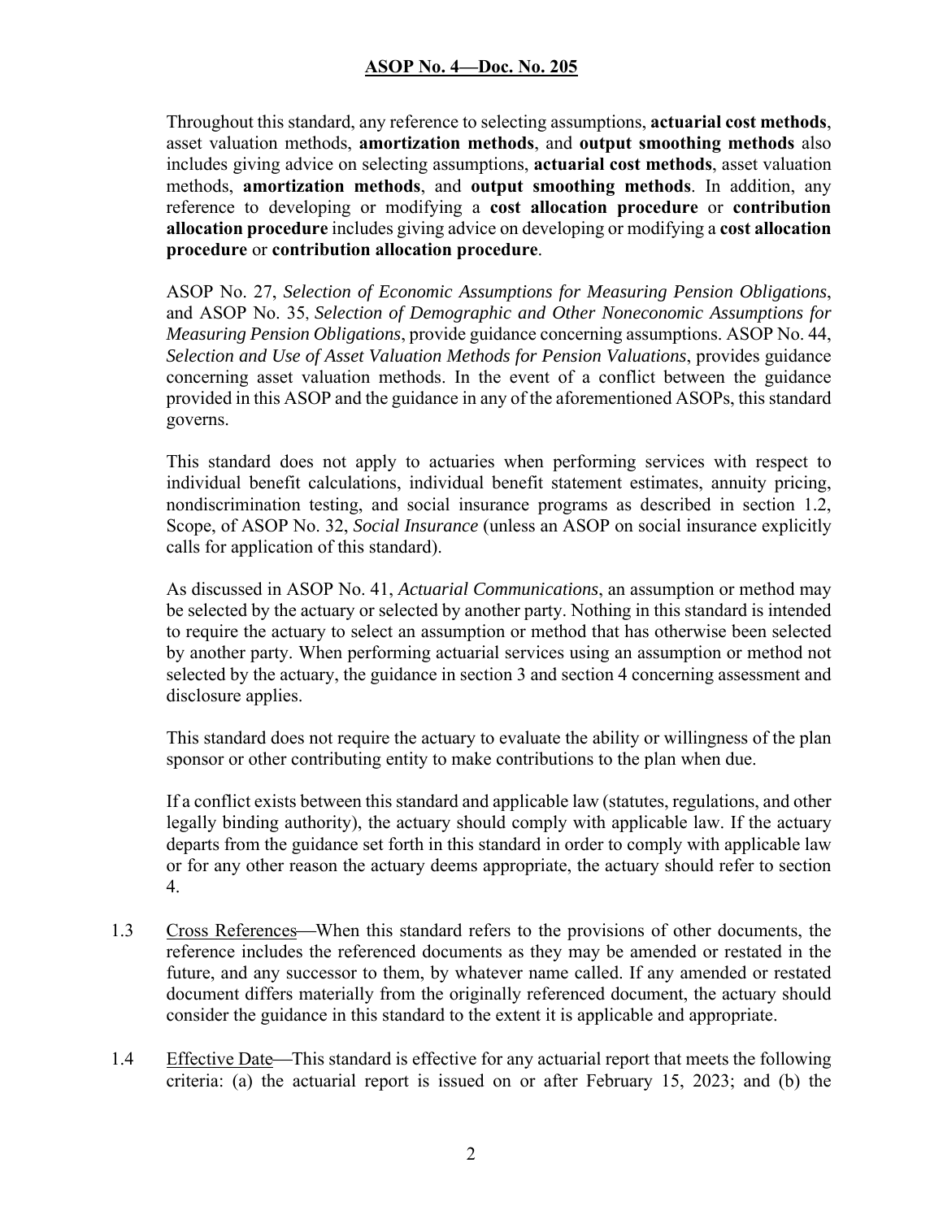Throughout this standard, any reference to selecting assumptions, **actuarial cost methods**, asset valuation methods, **amortization methods**, and **output smoothing methods** also includes giving advice on selecting assumptions, **actuarial cost methods**, asset valuation methods, **amortization methods**, and **output smoothing methods**. In addition, any reference to developing or modifying a **cost allocation procedure** or **contribution allocation procedure** includes giving advice on developing or modifying a **cost allocation procedure** or **contribution allocation procedure**.

ASOP No. 27, *Selection of Economic Assumptions for Measuring Pension Obligations*, and ASOP No. 35, *Selection of Demographic and Other Noneconomic Assumptions for Measuring Pension Obligations*, provide guidance concerning assumptions. ASOP No. 44, *Selection and Use of Asset Valuation Methods for Pension Valuations*, provides guidance concerning asset valuation methods. In the event of a conflict between the guidance provided in this ASOP and the guidance in any of the aforementioned ASOPs, this standard governs.

This standard does not apply to actuaries when performing services with respect to individual benefit calculations, individual benefit statement estimates, annuity pricing, nondiscrimination testing, and social insurance programs as described in section 1.2, Scope, of ASOP No. 32, *Social Insurance* (unless an ASOP on social insurance explicitly calls for application of this standard).

As discussed in ASOP No. 41, *Actuarial Communications*, an assumption or method may be selected by the actuary or selected by another party. Nothing in this standard is intended to require the actuary to select an assumption or method that has otherwise been selected by another party. When performing actuarial services using an assumption or method not selected by the actuary, the guidance in section 3 and section 4 concerning assessment and disclosure applies.

This standard does not require the actuary to evaluate the ability or willingness of the plan sponsor or other contributing entity to make contributions to the plan when due.

If a conflict exists between this standard and applicable law (statutes, regulations, and other legally binding authority), the actuary should comply with applicable law. If the actuary departs from the guidance set forth in this standard in order to comply with applicable law or for any other reason the actuary deems appropriate, the actuary should refer to section 4.

1.3 Cross References—When this standard refers to the provisions of other documents, the reference includes the referenced documents as they may be amended or restated in the future, and any successor to them, by whatever name called. If any amended or restated document differs materially from the originally referenced document, the actuary should consider the guidance in this standard to the extent it is applicable and appropriate.

1.4 Effective Date—This standard is effective for any actuarial report that meets the following criteria: (a) the actuarial report is issued on or after February 15, 2023; and (b) the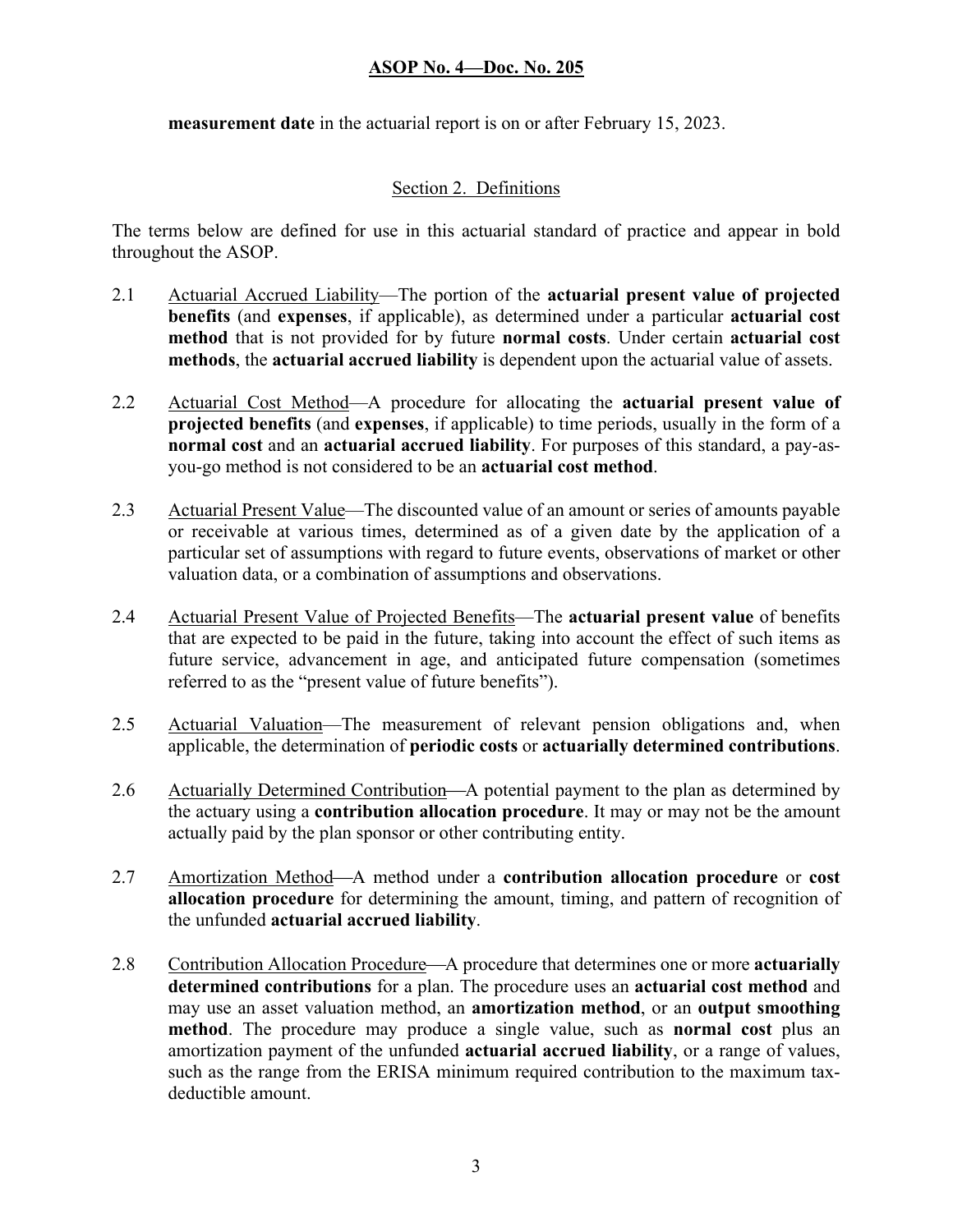**measurement date** in the actuarial report is on or after February 15, 2023.

## Section 2. Definitions

The terms below are defined for use in this actuarial standard of practice and appear in bold throughout the ASOP.

2.1 Actuarial Accrued Liability—The portion of the **actuarial present value of projected benefits** (and **expenses**, if applicable), as determined under a particular **actuarial cost method** that is not provided for by future **normal costs**. Under certain **actuarial cost methods**, the **actuarial accrued liability** is dependent upon the actuarial value of assets.

2.2 Actuarial Cost Method—A procedure for allocating the **actuarial present value of projected benefits** (and **expenses**, if applicable) to time periods, usually in the form of a **normal cost** and an **actuarial accrued liability**. For purposes of this standard, a pay-as-you-go method is not considered to be an **actuarial cost method**.

2.3 Actuarial Present Value—The discounted value of an amount or series of amounts payable or receivable at various times, determined as of a given date by the application of a particular set of assumptions with regard to future events, observations of market or other valuation data, or a combination of assumptions and observations.

2.4 Actuarial Present Value of Projected Benefits—The **actuarial present value** of benefits that are expected to be paid in the future, taking into account the effect of such items as future service, advancement in age, and anticipated future compensation (sometimes referred to as the "present value of future benefits").

2.5 Actuarial Valuation—The measurement of relevant pension obligations and, when applicable, the determination of **periodic costs** or **actuarially determined contributions**.

2.6 Actuarially Determined Contribution—A potential payment to the plan as determined by the actuary using a **contribution allocation procedure**. It may or may not be the amount actually paid by the plan sponsor or other contributing entity.

2.7 Amortization Method—A method under a **contribution allocation procedure** or **cost allocation procedure** for determining the amount, timing, and pattern of recognition of the unfunded **actuarial accrued liability**.

2.8 Contribution Allocation Procedure—A procedure that determines one or more **actuarially determined contributions** for a plan. The procedure uses an **actuarial cost method** and may use an asset valuation method, an **amortization method**, or an **output smoothing method**. The procedure may produce a single value, such as **normal cost** plus an amortization payment of the unfunded **actuarial accrued liability**, or a range of values, such as the range from the ERISA minimum required contribution to the maximum tax-deductible amount.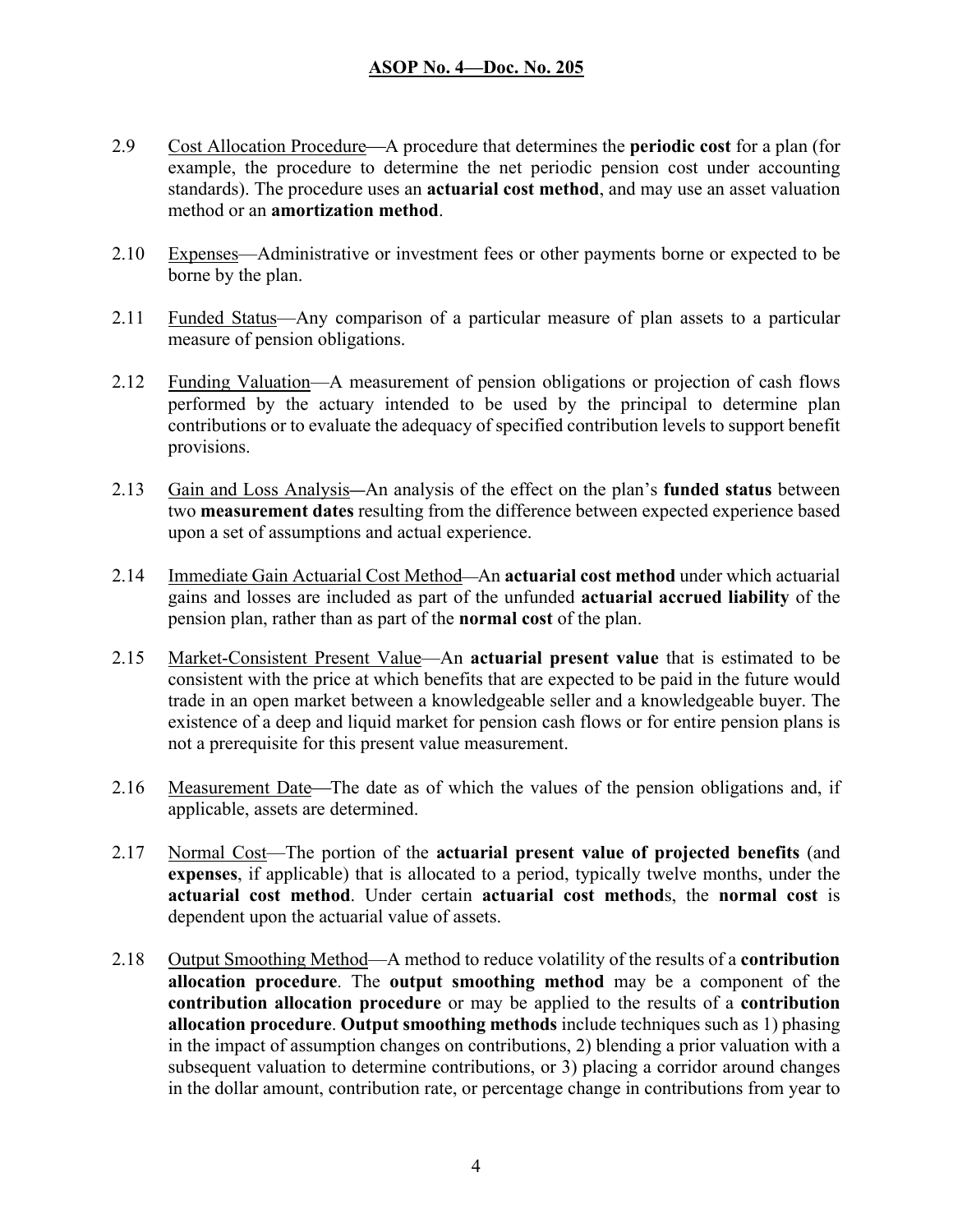2.9 Cost Allocation Procedure—A procedure that determines the **periodic cost** for a plan (for example, the procedure to determine the net periodic pension cost under accounting standards). The procedure uses an **actuarial cost method**, and may use an asset valuation method or an **amortization method**.

2.10 Expenses—Administrative or investment fees or other payments borne or expected to be borne by the plan.

2.11 Funded Status—Any comparison of a particular measure of plan assets to a particular measure of pension obligations.

2.12 Funding Valuation—A measurement of pension obligations or projection of cash flows performed by the actuary intended to be used by the principal to determine plan contributions or to evaluate the adequacy of specified contribution levels to support benefit provisions.

2.13 Gain and Loss Analysis—An analysis of the effect on the plan's **funded status** between two **measurement dates** resulting from the difference between expected experience based upon a set of assumptions and actual experience.

2.14 Immediate Gain Actuarial Cost Method—An **actuarial cost method** under which actuarial gains and losses are included as part of the unfunded **actuarial accrued liability** of the pension plan, rather than as part of the **normal cost** of the plan.

2.15 Market-Consistent Present Value—An **actuarial present value** that is estimated to be consistent with the price at which benefits that are expected to be paid in the future would trade in an open market between a knowledgeable seller and a knowledgeable buyer. The existence of a deep and liquid market for pension cash flows or for entire pension plans is not a prerequisite for this present value measurement.

2.16 Measurement Date—The date as of which the values of the pension obligations and, if applicable, assets are determined.

2.17 Normal Cost—The portion of the **actuarial present value of projected benefits** (and **expenses**, if applicable) that is allocated to a period, typically twelve months, under the **actuarial cost method**. Under certain **actuarial cost method**s, the **normal cost** is dependent upon the actuarial value of assets.

2.18 Output Smoothing Method—A method to reduce volatility of the results of a **contribution allocation procedure**. The **output smoothing method** may be a component of the **contribution allocation procedure** or may be applied to the results of a **contribution allocation procedure**. **Output smoothing methods** include techniques such as 1) phasing in the impact of assumption changes on contributions, 2) blending a prior valuation with a subsequent valuation to determine contributions, or 3) placing a corridor around changes in the dollar amount, contribution rate, or percentage change in contributions from year to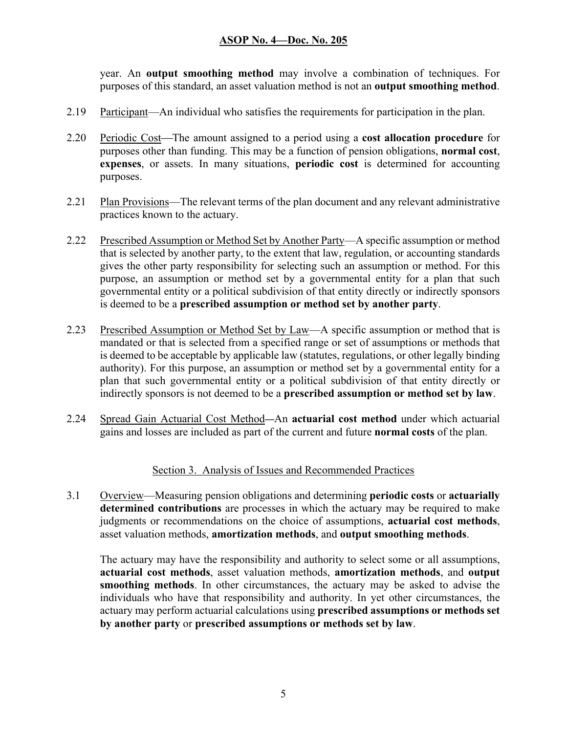year. An **output smoothing method** may involve a combination of techniques. For purposes of this standard, an asset valuation method is not an **output smoothing method**.

2.19 Participant—An individual who satisfies the requirements for participation in the plan.

2.20 Periodic Cost—The amount assigned to a period using a **cost allocation procedure** for purposes other than funding. This may be a function of pension obligations, **normal cost**, **expenses**, or assets. In many situations, **periodic cost** is determined for accounting purposes.

2.21 Plan Provisions—The relevant terms of the plan document and any relevant administrative practices known to the actuary.

2.22 Prescribed Assumption or Method Set by Another Party—A specific assumption or method that is selected by another party, to the extent that law, regulation, or accounting standards gives the other party responsibility for selecting such an assumption or method. For this purpose, an assumption or method set by a governmental entity for a plan that such governmental entity or a political subdivision of that entity directly or indirectly sponsors is deemed to be a **prescribed assumption or method set by another party**.

2.23 Prescribed Assumption or Method Set by Law—A specific assumption or method that is mandated or that is selected from a specified range or set of assumptions or methods that is deemed to be acceptable by applicable law (statutes, regulations, or other legally binding authority). For this purpose, an assumption or method set by a governmental entity for a plan that such governmental entity or a political subdivision of that entity directly or indirectly sponsors is not deemed to be a **prescribed assumption or method set by law**.

2.24 Spread Gain Actuarial Cost Method—An **actuarial cost method** under which actuarial gains and losses are included as part of the current and future **normal costs** of the plan.

## Section 3. Analysis of Issues and Recommended Practices

3.1 Overview—Measuring pension obligations and determining **periodic costs** or **actuarially determined contributions** are processes in which the actuary may be required to make judgments or recommendations on the choice of assumptions, **actuarial cost methods**, asset valuation methods, **amortization methods**, and **output smoothing methods**.

The actuary may have the responsibility and authority to select some or all assumptions, **actuarial cost methods**, asset valuation methods, **amortization methods**, and **output smoothing methods**. In other circumstances, the actuary may be asked to advise the individuals who have that responsibility and authority. In yet other circumstances, the actuary may perform actuarial calculations using **prescribed assumptions or methods set by another party** or **prescribed assumptions or methods set by law**.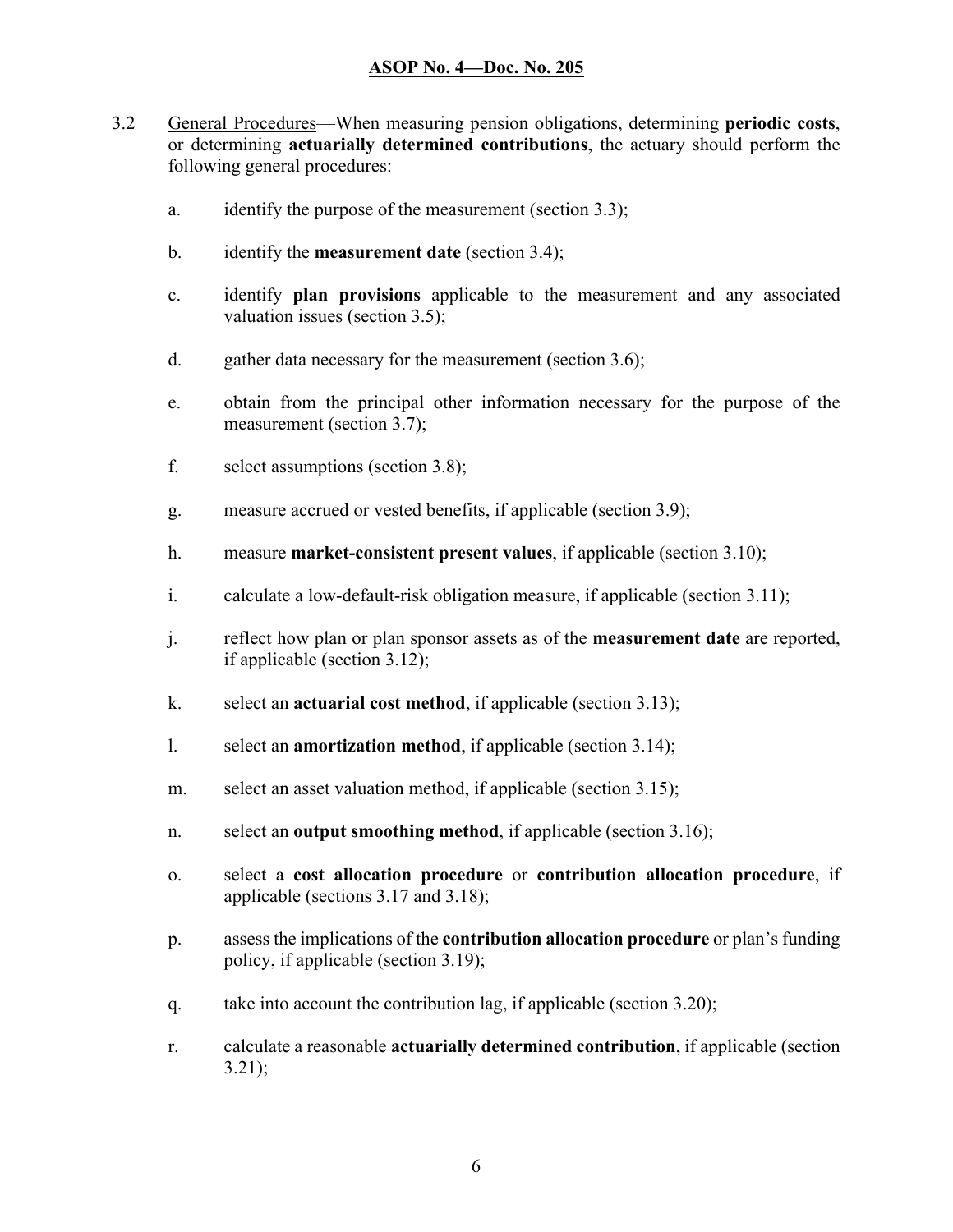3.2 General Procedures—When measuring pension obligations, determining **periodic costs**, or determining **actuarially determined contributions**, the actuary should perform the following general procedures:

a. identify the purpose of the measurement (section 3.3);

b. identify the **measurement date** (section 3.4);

c. identify **plan provisions** applicable to the measurement and any associated valuation issues (section 3.5);

d. gather data necessary for the measurement (section 3.6);

e. obtain from the principal other information necessary for the purpose of the measurement (section 3.7);

f. select assumptions (section 3.8);

g. measure accrued or vested benefits, if applicable (section 3.9);

h. measure **market-consistent present values**, if applicable (section 3.10);

i. calculate a low-default-risk obligation measure, if applicable (section 3.11);

j. reflect how plan or plan sponsor assets as of the **measurement date** are reported, if applicable (section 3.12);

k. select an **actuarial cost method**, if applicable (section 3.13);

l. select an **amortization method**, if applicable (section 3.14);

m. select an asset valuation method, if applicable (section 3.15);

n. select an **output smoothing method**, if applicable (section 3.16);

o. select a **cost allocation procedure** or **contribution allocation procedure**, if applicable (sections 3.17 and 3.18);

p. assess the implications of the **contribution allocation procedure** or plan's funding policy, if applicable (section 3.19);

q. take into account the contribution lag, if applicable (section 3.20);

r. calculate a reasonable **actuarially determined contribution**, if applicable (section 3.21);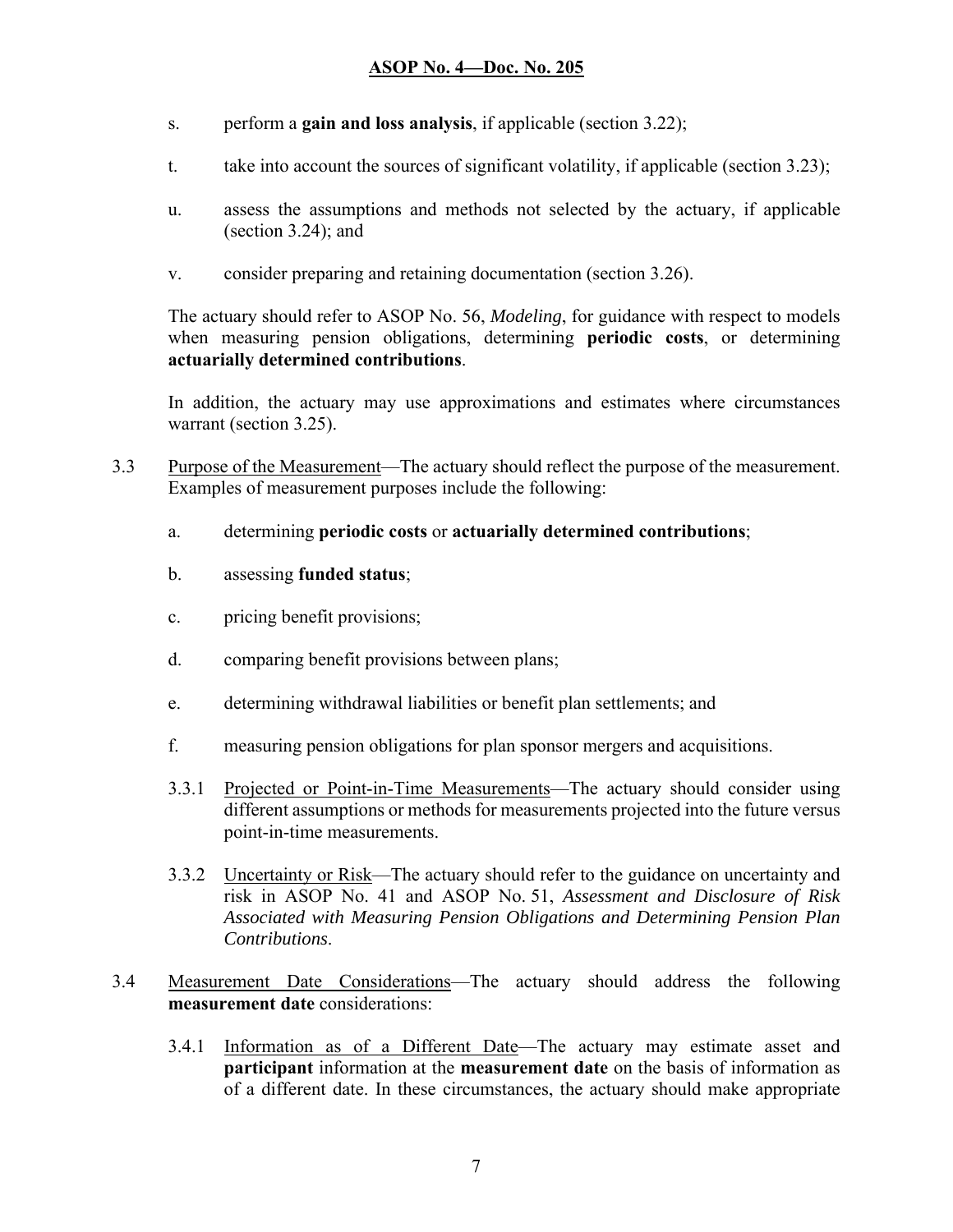s. perform a **gain and loss analysis**, if applicable (section 3.22);

t. take into account the sources of significant volatility, if applicable (section 3.23);

u. assess the assumptions and methods not selected by the actuary, if applicable (section 3.24); and

v. consider preparing and retaining documentation (section 3.26).

The actuary should refer to ASOP No. 56, *Modeling*, for guidance with respect to models when measuring pension obligations, determining **periodic costs**, or determining **actuarially determined contributions**.

In addition, the actuary may use approximations and estimates where circumstances warrant (section 3.25).

3.3 Purpose of the Measurement—The actuary should reflect the purpose of the measurement. Examples of measurement purposes include the following:

a. determining **periodic costs** or **actuarially determined contributions**;

b. assessing **funded status**;

c. pricing benefit provisions;

d. comparing benefit provisions between plans;

e. determining withdrawal liabilities or benefit plan settlements; and

f. measuring pension obligations for plan sponsor mergers and acquisitions.

3.3.1 Projected or Point-in-Time Measurements—The actuary should consider using different assumptions or methods for measurements projected into the future versus point-in-time measurements.

3.3.2 Uncertainty or Risk—The actuary should refer to the guidance on uncertainty and risk in ASOP No. 41 and ASOP No. 51, *Assessment and Disclosure of Risk Associated with Measuring Pension Obligations and Determining Pension Plan Contributions*.

3.4 Measurement Date Considerations—The actuary should address the following **measurement date** considerations:

3.4.1 Information as of a Different Date—The actuary may estimate asset and **participant** information at the **measurement date** on the basis of information as of a different date. In these circumstances, the actuary should make appropriate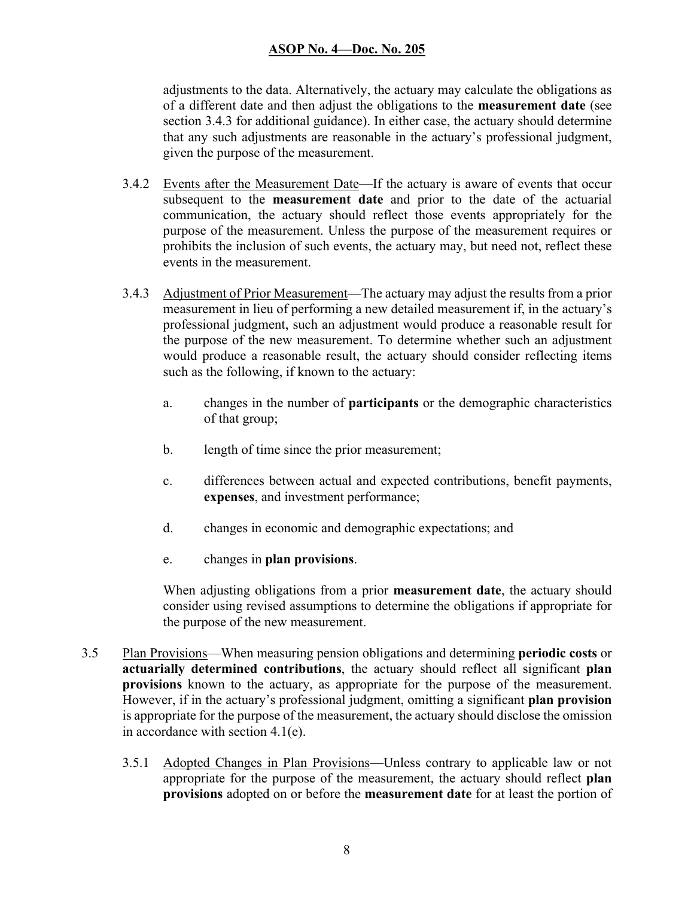adjustments to the data. Alternatively, the actuary may calculate the obligations as of a different date and then adjust the obligations to the **measurement date** (see section 3.4.3 for additional guidance). In either case, the actuary should determine that any such adjustments are reasonable in the actuary's professional judgment, given the purpose of the measurement.

3.4.2 Events after the Measurement Date—If the actuary is aware of events that occur subsequent to the **measurement date** and prior to the date of the actuarial communication, the actuary should reflect those events appropriately for the purpose of the measurement. Unless the purpose of the measurement requires or prohibits the inclusion of such events, the actuary may, but need not, reflect these events in the measurement.

3.4.3 Adjustment of Prior Measurement—The actuary may adjust the results from a prior measurement in lieu of performing a new detailed measurement if, in the actuary's professional judgment, such an adjustment would produce a reasonable result for the purpose of the new measurement. To determine whether such an adjustment would produce a reasonable result, the actuary should consider reflecting items such as the following, if known to the actuary:

a. changes in the number of **participants** or the demographic characteristics of that group;

b. length of time since the prior measurement;

c. differences between actual and expected contributions, benefit payments, **expenses**, and investment performance;

d. changes in economic and demographic expectations; and

e. changes in **plan provisions**.

When adjusting obligations from a prior **measurement date**, the actuary should consider using revised assumptions to determine the obligations if appropriate for the purpose of the new measurement.

3.5 Plan Provisions—When measuring pension obligations and determining **periodic costs** or **actuarially determined contributions**, the actuary should reflect all significant **plan provisions** known to the actuary, as appropriate for the purpose of the measurement. However, if in the actuary's professional judgment, omitting a significant **plan provision** is appropriate for the purpose of the measurement, the actuary should disclose the omission in accordance with section 4.1(e).

3.5.1 Adopted Changes in Plan Provisions—Unless contrary to applicable law or not appropriate for the purpose of the measurement, the actuary should reflect **plan provisions** adopted on or before the **measurement date** for at least the portion of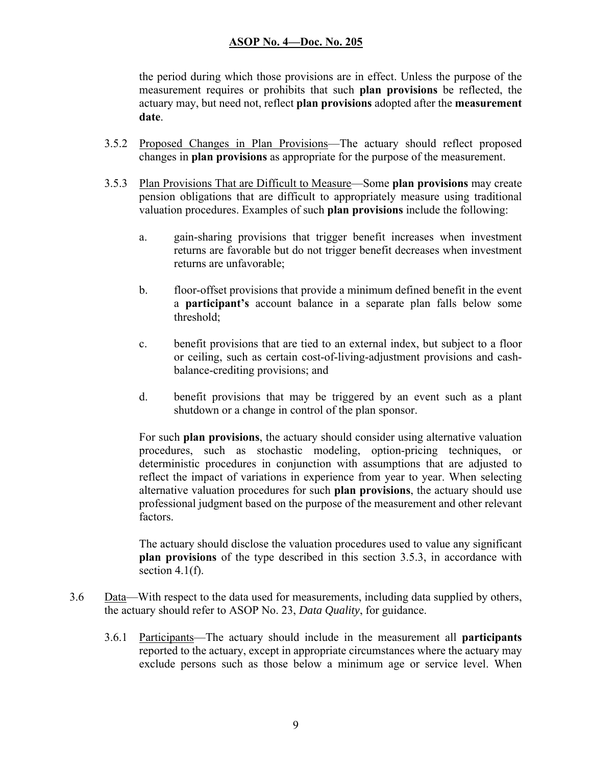the period during which those provisions are in effect. Unless the purpose of the measurement requires or prohibits that such **plan provisions** be reflected, the actuary may, but need not, reflect **plan provisions** adopted after the **measurement date**.

3.5.2 Proposed Changes in Plan Provisions—The actuary should reflect proposed changes in **plan provisions** as appropriate for the purpose of the measurement.

3.5.3 Plan Provisions That are Difficult to Measure—Some **plan provisions** may create pension obligations that are difficult to appropriately measure using traditional valuation procedures. Examples of such **plan provisions** include the following:

a. gain-sharing provisions that trigger benefit increases when investment returns are favorable but do not trigger benefit decreases when investment returns are unfavorable;

b. floor-offset provisions that provide a minimum defined benefit in the event a **participant's** account balance in a separate plan falls below some threshold;

c. benefit provisions that are tied to an external index, but subject to a floor or ceiling, such as certain cost-of-living-adjustment provisions and cash-balance-crediting provisions; and

d. benefit provisions that may be triggered by an event such as a plant shutdown or a change in control of the plan sponsor.

For such **plan provisions**, the actuary should consider using alternative valuation procedures, such as stochastic modeling, option-pricing techniques, or deterministic procedures in conjunction with assumptions that are adjusted to reflect the impact of variations in experience from year to year. When selecting alternative valuation procedures for such **plan provisions**, the actuary should use professional judgment based on the purpose of the measurement and other relevant factors.

The actuary should disclose the valuation procedures used to value any significant **plan provisions** of the type described in this section 3.5.3, in accordance with section 4.1(f).

3.6 Data—With respect to the data used for measurements, including data supplied by others, the actuary should refer to ASOP No. 23, *Data Quality*, for guidance.

3.6.1 Participants—The actuary should include in the measurement all **participants** reported to the actuary, except in appropriate circumstances where the actuary may exclude persons such as those below a minimum age or service level. When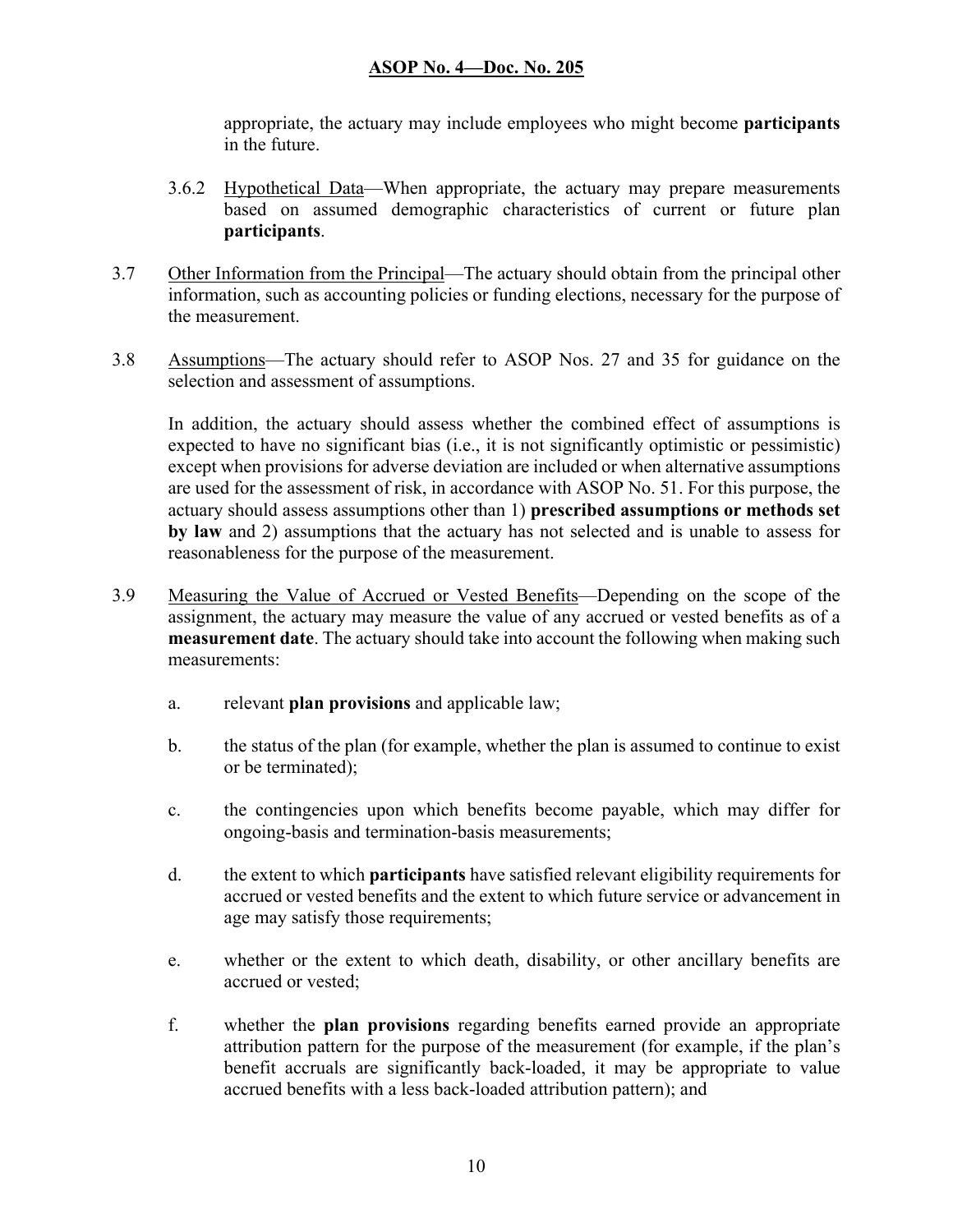appropriate, the actuary may include employees who might become **participants** in the future.

3.6.2 Hypothetical Data—When appropriate, the actuary may prepare measurements based on assumed demographic characteristics of current or future plan **participants**.

3.7 Other Information from the Principal—The actuary should obtain from the principal other information, such as accounting policies or funding elections, necessary for the purpose of the measurement.

3.8 Assumptions—The actuary should refer to ASOP Nos. 27 and 35 for guidance on the selection and assessment of assumptions.

In addition, the actuary should assess whether the combined effect of assumptions is expected to have no significant bias (i.e., it is not significantly optimistic or pessimistic) except when provisions for adverse deviation are included or when alternative assumptions are used for the assessment of risk, in accordance with ASOP No. 51. For this purpose, the actuary should assess assumptions other than 1) **prescribed assumptions or methods set by law** and 2) assumptions that the actuary has not selected and is unable to assess for reasonableness for the purpose of the measurement.

3.9 Measuring the Value of Accrued or Vested Benefits—Depending on the scope of the assignment, the actuary may measure the value of any accrued or vested benefits as of a **measurement date**. The actuary should take into account the following when making such measurements:

a. relevant **plan provisions** and applicable law;

b. the status of the plan (for example, whether the plan is assumed to continue to exist or be terminated);

c. the contingencies upon which benefits become payable, which may differ for ongoing-basis and termination-basis measurements;

d. the extent to which **participants** have satisfied relevant eligibility requirements for accrued or vested benefits and the extent to which future service or advancement in age may satisfy those requirements;

e. whether or the extent to which death, disability, or other ancillary benefits are accrued or vested;

f. whether the **plan provisions** regarding benefits earned provide an appropriate attribution pattern for the purpose of the measurement (for example, if the plan's benefit accruals are significantly back-loaded, it may be appropriate to value accrued benefits with a less back-loaded attribution pattern); and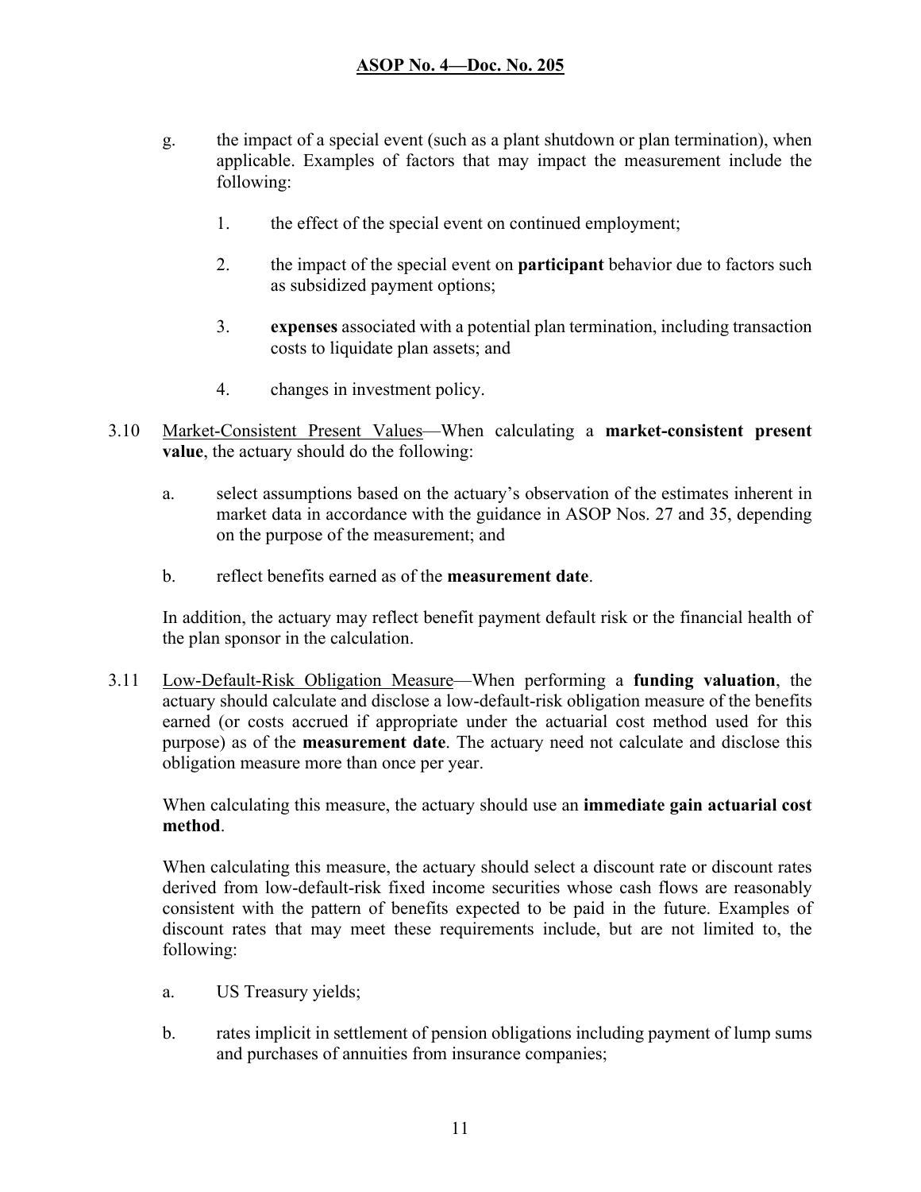g. the impact of a special event (such as a plant shutdown or plan termination), when applicable. Examples of factors that may impact the measurement include the following:

   1. the effect of the special event on continued employment;

   2. the impact of the special event on **participant** behavior due to factors such as subsidized payment options;

   3. **expenses** associated with a potential plan termination, including transaction costs to liquidate plan assets; and

   4. changes in investment policy.

3.10 Market-Consistent Present Values—When calculating a **market-consistent present value**, the actuary should do the following:

a. select assumptions based on the actuary's observation of the estimates inherent in market data in accordance with the guidance in ASOP Nos. 27 and 35, depending on the purpose of the measurement; and

b. reflect benefits earned as of the **measurement date**.

In addition, the actuary may reflect benefit payment default risk or the financial health of the plan sponsor in the calculation.

3.11 Low-Default-Risk Obligation Measure—When performing a **funding valuation**, the actuary should calculate and disclose a low-default-risk obligation measure of the benefits earned (or costs accrued if appropriate under the actuarial cost method used for this purpose) as of the **measurement date**. The actuary need not calculate and disclose this obligation measure more than once per year.

When calculating this measure, the actuary should use an **immediate gain actuarial cost method**.

When calculating this measure, the actuary should select a discount rate or discount rates derived from low-default-risk fixed income securities whose cash flows are reasonably consistent with the pattern of benefits expected to be paid in the future. Examples of discount rates that may meet these requirements include, but are not limited to, the following:

a. US Treasury yields;

b. rates implicit in settlement of pension obligations including payment of lump sums and purchases of annuities from insurance companies;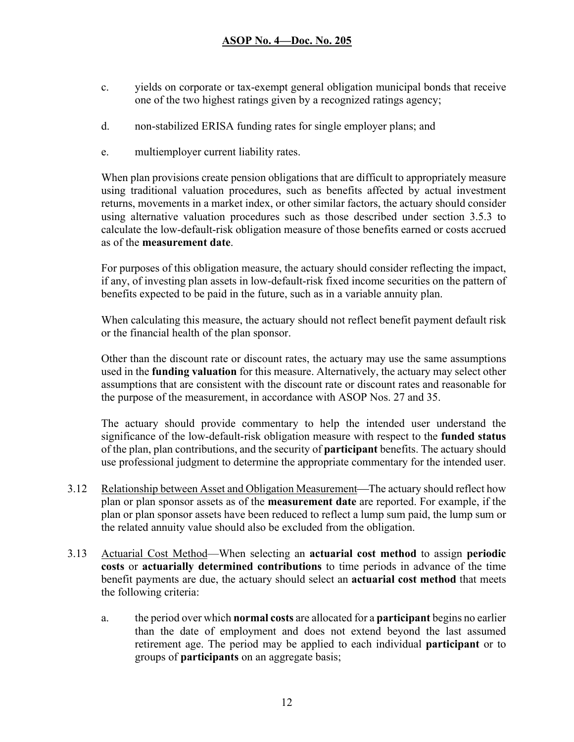c. yields on corporate or tax-exempt general obligation municipal bonds that receive one of the two highest ratings given by a recognized ratings agency;

d. non-stabilized ERISA funding rates for single employer plans; and

e. multiemployer current liability rates.

When plan provisions create pension obligations that are difficult to appropriately measure using traditional valuation procedures, such as benefits affected by actual investment returns, movements in a market index, or other similar factors, the actuary should consider using alternative valuation procedures such as those described under section 3.5.3 to calculate the low-default-risk obligation measure of those benefits earned or costs accrued as of the **measurement date**.

For purposes of this obligation measure, the actuary should consider reflecting the impact, if any, of investing plan assets in low-default-risk fixed income securities on the pattern of benefits expected to be paid in the future, such as in a variable annuity plan.

When calculating this measure, the actuary should not reflect benefit payment default risk or the financial health of the plan sponsor.

Other than the discount rate or discount rates, the actuary may use the same assumptions used in the **funding valuation** for this measure. Alternatively, the actuary may select other assumptions that are consistent with the discount rate or discount rates and reasonable for the purpose of the measurement, in accordance with ASOP Nos. 27 and 35.

The actuary should provide commentary to help the intended user understand the significance of the low-default-risk obligation measure with respect to the **funded status** of the plan, plan contributions, and the security of **participant** benefits. The actuary should use professional judgment to determine the appropriate commentary for the intended user.

3.12 Relationship between Asset and Obligation Measurement—The actuary should reflect how plan or plan sponsor assets as of the **measurement date** are reported. For example, if the plan or plan sponsor assets have been reduced to reflect a lump sum paid, the lump sum or the related annuity value should also be excluded from the obligation.

3.13 Actuarial Cost Method—When selecting an **actuarial cost method** to assign **periodic costs** or **actuarially determined contributions** to time periods in advance of the time benefit payments are due, the actuary should select an **actuarial cost method** that meets the following criteria:

a. the period over which **normal costs** are allocated for a **participant** begins no earlier than the date of employment and does not extend beyond the last assumed retirement age. The period may be applied to each individual **participant** or to groups of **participants** on an aggregate basis;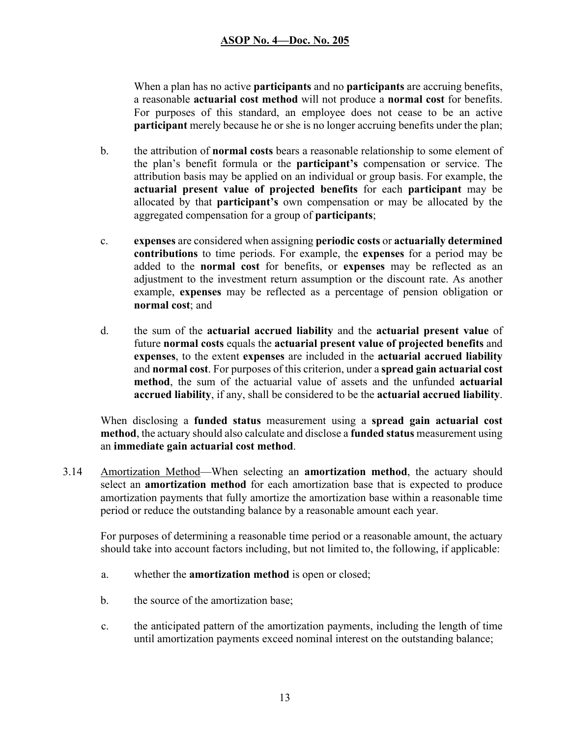When a plan has no active **participants** and no **participants** are accruing benefits, a reasonable **actuarial cost method** will not produce a **normal cost** for benefits. For purposes of this standard, an employee does not cease to be an active **participant** merely because he or she is no longer accruing benefits under the plan;

b. the attribution of **normal costs** bears a reasonable relationship to some element of the plan's benefit formula or the **participant's** compensation or service. The attribution basis may be applied on an individual or group basis. For example, the **actuarial present value of projected benefits** for each **participant** may be allocated by that **participant's** own compensation or may be allocated by the aggregated compensation for a group of **participants**;

c. **expenses** are considered when assigning **periodic costs** or **actuarially determined contributions** to time periods. For example, the **expenses** for a period may be added to the **normal cost** for benefits, or **expenses** may be reflected as an adjustment to the investment return assumption or the discount rate. As another example, **expenses** may be reflected as a percentage of pension obligation or **normal cost**; and

d. the sum of the **actuarial accrued liability** and the **actuarial present value** of future **normal costs** equals the **actuarial present value of projected benefits** and **expenses**, to the extent **expenses** are included in the **actuarial accrued liability** and **normal cost**. For purposes of this criterion, under a **spread gain actuarial cost method**, the sum of the actuarial value of assets and the unfunded **actuarial accrued liability**, if any, shall be considered to be the **actuarial accrued liability**.

When disclosing a **funded status** measurement using a **spread gain actuarial cost method**, the actuary should also calculate and disclose a **funded status** measurement using an **immediate gain actuarial cost method**.

3.14 Amortization Method—When selecting an **amortization method**, the actuary should select an **amortization method** for each amortization base that is expected to produce amortization payments that fully amortize the amortization base within a reasonable time period or reduce the outstanding balance by a reasonable amount each year.

For purposes of determining a reasonable time period or a reasonable amount, the actuary should take into account factors including, but not limited to, the following, if applicable:

a. whether the **amortization method** is open or closed;

b. the source of the amortization base;

c. the anticipated pattern of the amortization payments, including the length of time until amortization payments exceed nominal interest on the outstanding balance;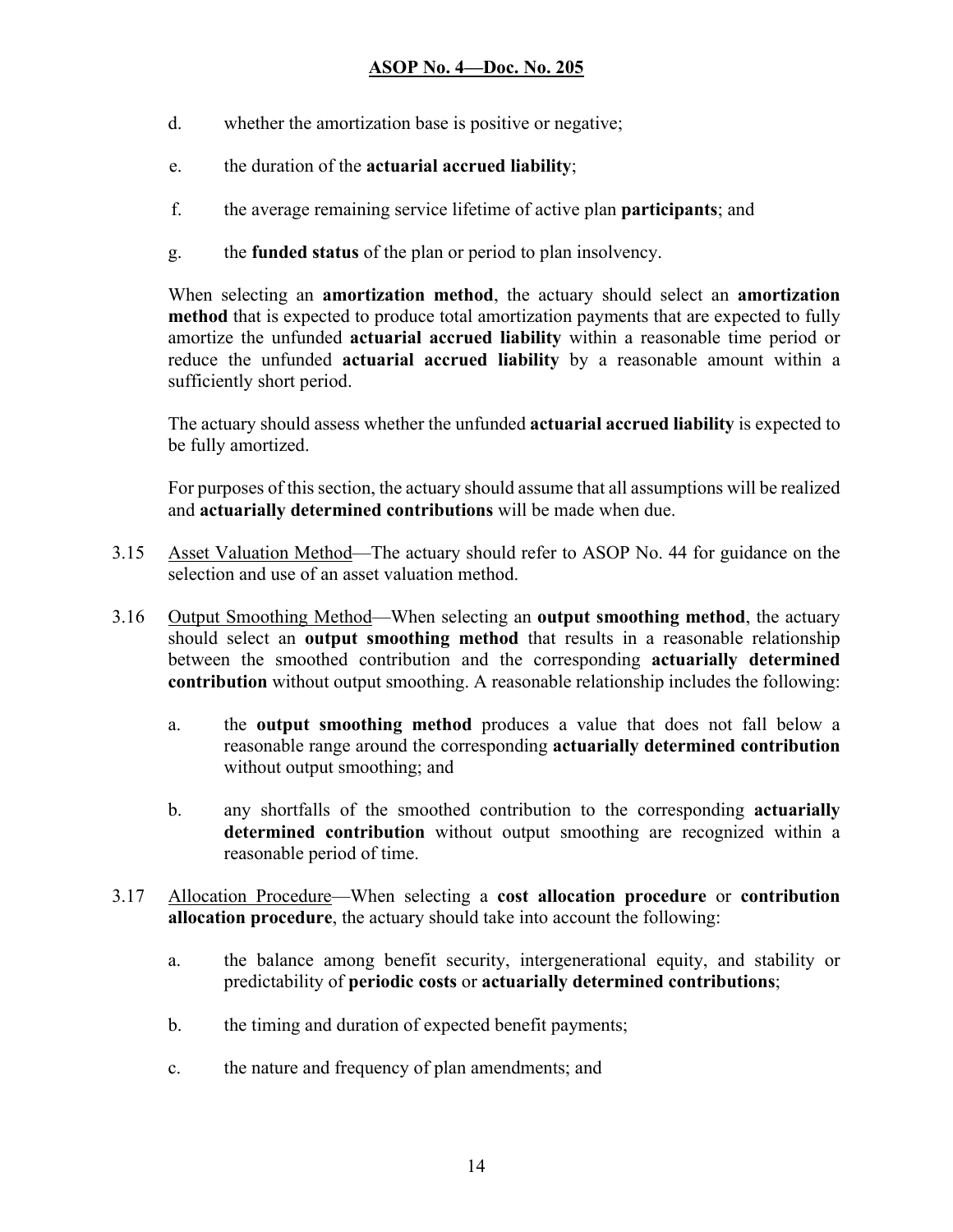d. whether the amortization base is positive or negative;

e. the duration of the **actuarial accrued liability**;

f. the average remaining service lifetime of active plan **participants**; and

g. the **funded status** of the plan or period to plan insolvency.

When selecting an **amortization method**, the actuary should select an **amortization method** that is expected to produce total amortization payments that are expected to fully amortize the unfunded **actuarial accrued liability** within a reasonable time period or reduce the unfunded **actuarial accrued liability** by a reasonable amount within a sufficiently short period.

The actuary should assess whether the unfunded **actuarial accrued liability** is expected to be fully amortized.

For purposes of this section, the actuary should assume that all assumptions will be realized and **actuarially determined contributions** will be made when due.

3.15 Asset Valuation Method—The actuary should refer to ASOP No. 44 for guidance on the selection and use of an asset valuation method.

3.16 Output Smoothing Method—When selecting an **output smoothing method**, the actuary should select an **output smoothing method** that results in a reasonable relationship between the smoothed contribution and the corresponding **actuarially determined contribution** without output smoothing. A reasonable relationship includes the following:

a. the **output smoothing method** produces a value that does not fall below a reasonable range around the corresponding **actuarially determined contribution** without output smoothing; and

b. any shortfalls of the smoothed contribution to the corresponding **actuarially determined contribution** without output smoothing are recognized within a reasonable period of time.

3.17 Allocation Procedure—When selecting a **cost allocation procedure** or **contribution allocation procedure**, the actuary should take into account the following:

a. the balance among benefit security, intergenerational equity, and stability or predictability of **periodic costs** or **actuarially determined contributions**;

b. the timing and duration of expected benefit payments;

c. the nature and frequency of plan amendments; and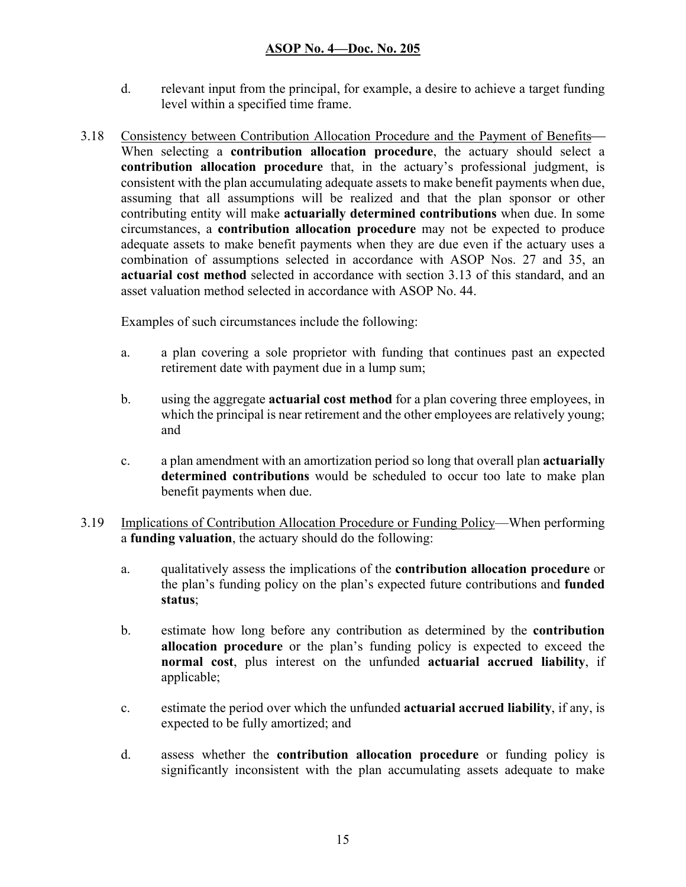d. relevant input from the principal, for example, a desire to achieve a target funding level within a specified time frame.

3.18 Consistency between Contribution Allocation Procedure and the Payment of Benefits—When selecting a **contribution allocation procedure**, the actuary should select a **contribution allocation procedure** that, in the actuary's professional judgment, is consistent with the plan accumulating adequate assets to make benefit payments when due, assuming that all assumptions will be realized and that the plan sponsor or other contributing entity will make **actuarially determined contributions** when due. In some circumstances, a **contribution allocation procedure** may not be expected to produce adequate assets to make benefit payments when they are due even if the actuary uses a combination of assumptions selected in accordance with ASOP Nos. 27 and 35, an **actuarial cost method** selected in accordance with section 3.13 of this standard, and an asset valuation method selected in accordance with ASOP No. 44.

Examples of such circumstances include the following:

a. a plan covering a sole proprietor with funding that continues past an expected retirement date with payment due in a lump sum;

b. using the aggregate **actuarial cost method** for a plan covering three employees, in which the principal is near retirement and the other employees are relatively young; and

c. a plan amendment with an amortization period so long that overall plan **actuarially determined contributions** would be scheduled to occur too late to make plan benefit payments when due.

3.19 Implications of Contribution Allocation Procedure or Funding Policy—When performing a **funding valuation**, the actuary should do the following:

a. qualitatively assess the implications of the **contribution allocation procedure** or the plan's funding policy on the plan's expected future contributions and **funded status**;

b. estimate how long before any contribution as determined by the **contribution allocation procedure** or the plan's funding policy is expected to exceed the **normal cost**, plus interest on the unfunded **actuarial accrued liability**, if applicable;

c. estimate the period over which the unfunded **actuarial accrued liability**, if any, is expected to be fully amortized; and

d. assess whether the **contribution allocation procedure** or funding policy is significantly inconsistent with the plan accumulating assets adequate to make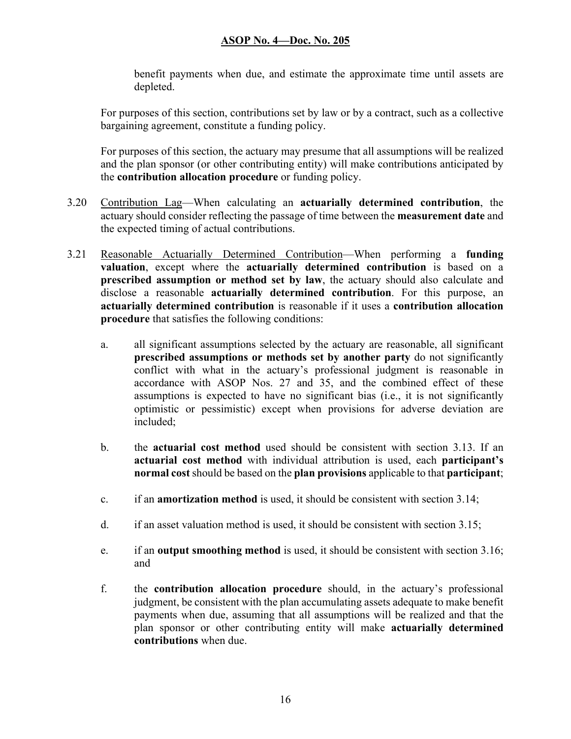benefit payments when due, and estimate the approximate time until assets are depleted.

For purposes of this section, contributions set by law or by a contract, such as a collective bargaining agreement, constitute a funding policy.

For purposes of this section, the actuary may presume that all assumptions will be realized and the plan sponsor (or other contributing entity) will make contributions anticipated by the **contribution allocation procedure** or funding policy.

3.20 Contribution Lag—When calculating an **actuarially determined contribution**, the actuary should consider reflecting the passage of time between the **measurement date** and the expected timing of actual contributions.

3.21 Reasonable Actuarially Determined Contribution—When performing a **funding valuation**, except where the **actuarially determined contribution** is based on a **prescribed assumption or method set by law**, the actuary should also calculate and disclose a reasonable **actuarially determined contribution**. For this purpose, an **actuarially determined contribution** is reasonable if it uses a **contribution allocation procedure** that satisfies the following conditions:

a. all significant assumptions selected by the actuary are reasonable, all significant **prescribed assumptions or methods set by another party** do not significantly conflict with what in the actuary's professional judgment is reasonable in accordance with ASOP Nos. 27 and 35, and the combined effect of these assumptions is expected to have no significant bias (i.e., it is not significantly optimistic or pessimistic) except when provisions for adverse deviation are included;

b. the **actuarial cost method** used should be consistent with section 3.13. If an **actuarial cost method** with individual attribution is used, each **participant's normal cost** should be based on the **plan provisions** applicable to that **participant**;

c. if an **amortization method** is used, it should be consistent with section 3.14;

d. if an asset valuation method is used, it should be consistent with section 3.15;

e. if an **output smoothing method** is used, it should be consistent with section 3.16; and

f. the **contribution allocation procedure** should, in the actuary's professional judgment, be consistent with the plan accumulating assets adequate to make benefit payments when due, assuming that all assumptions will be realized and that the plan sponsor or other contributing entity will make **actuarially determined contributions** when due.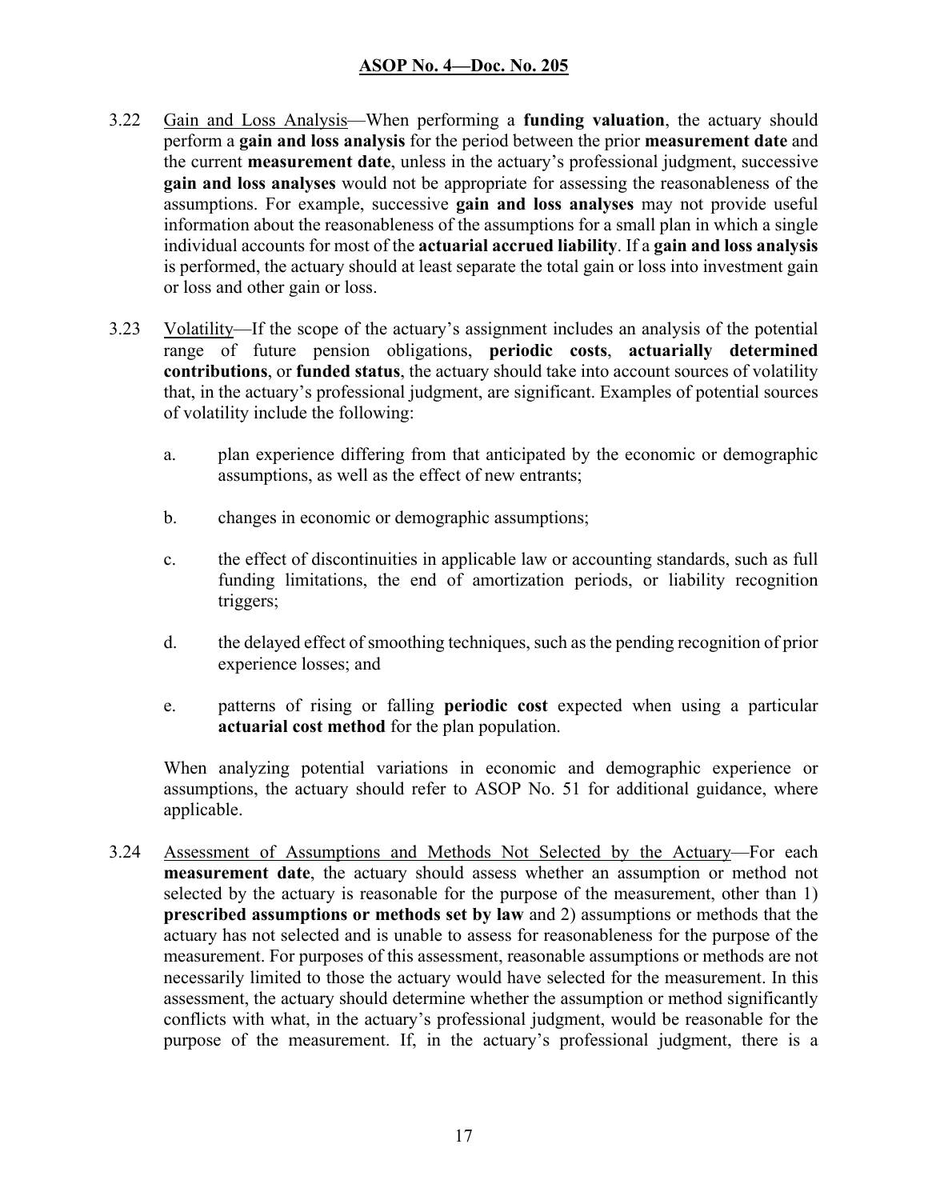3.22 Gain and Loss Analysis—When performing a **funding valuation**, the actuary should perform a **gain and loss analysis** for the period between the prior **measurement date** and the current **measurement date**, unless in the actuary's professional judgment, successive **gain and loss analyses** would not be appropriate for assessing the reasonableness of the assumptions. For example, successive **gain and loss analyses** may not provide useful information about the reasonableness of the assumptions for a small plan in which a single individual accounts for most of the **actuarial accrued liability**. If a **gain and loss analysis** is performed, the actuary should at least separate the total gain or loss into investment gain or loss and other gain or loss.

3.23 Volatility—If the scope of the actuary's assignment includes an analysis of the potential range of future pension obligations, **periodic costs**, **actuarially determined contributions**, or **funded status**, the actuary should take into account sources of volatility that, in the actuary's professional judgment, are significant. Examples of potential sources of volatility include the following:

a. plan experience differing from that anticipated by the economic or demographic assumptions, as well as the effect of new entrants;

b. changes in economic or demographic assumptions;

c. the effect of discontinuities in applicable law or accounting standards, such as full funding limitations, the end of amortization periods, or liability recognition triggers;

d. the delayed effect of smoothing techniques, such as the pending recognition of prior experience losses; and

e. patterns of rising or falling **periodic cost** expected when using a particular **actuarial cost method** for the plan population.

When analyzing potential variations in economic and demographic experience or assumptions, the actuary should refer to ASOP No. 51 for additional guidance, where applicable.

3.24 Assessment of Assumptions and Methods Not Selected by the Actuary—For each **measurement date**, the actuary should assess whether an assumption or method not selected by the actuary is reasonable for the purpose of the measurement, other than 1) **prescribed assumptions or methods set by law** and 2) assumptions or methods that the actuary has not selected and is unable to assess for reasonableness for the purpose of the measurement. For purposes of this assessment, reasonable assumptions or methods are not necessarily limited to those the actuary would have selected for the measurement. In this assessment, the actuary should determine whether the assumption or method significantly conflicts with what, in the actuary's professional judgment, would be reasonable for the purpose of the measurement. If, in the actuary's professional judgment, there is a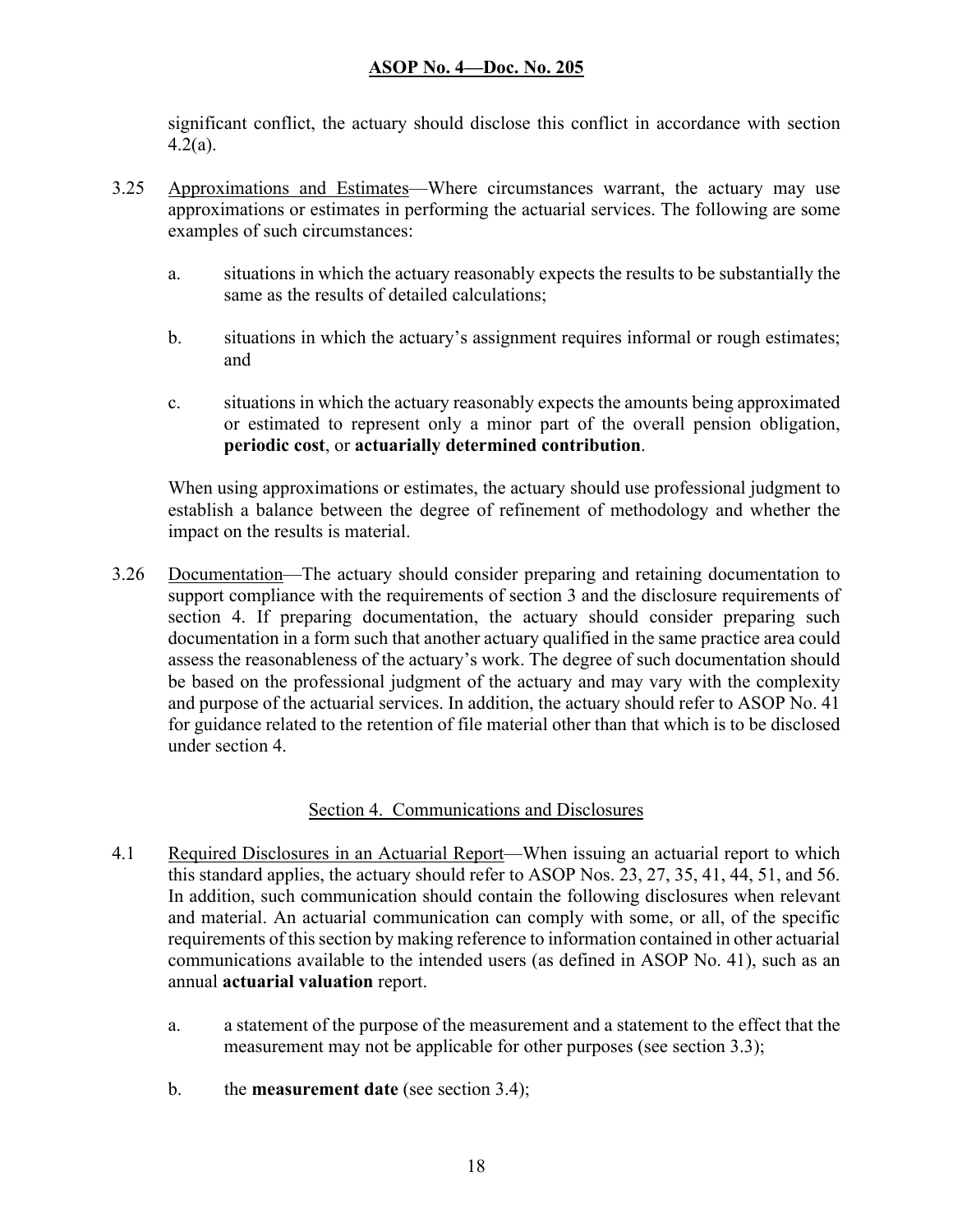significant conflict, the actuary should disclose this conflict in accordance with section 4.2(a).

3.25 Approximations and Estimates—Where circumstances warrant, the actuary may use approximations or estimates in performing the actuarial services. The following are some examples of such circumstances:

a. situations in which the actuary reasonably expects the results to be substantially the same as the results of detailed calculations;

b. situations in which the actuary's assignment requires informal or rough estimates; and

c. situations in which the actuary reasonably expects the amounts being approximated or estimated to represent only a minor part of the overall pension obligation, **periodic cost**, or **actuarially determined contribution**.

When using approximations or estimates, the actuary should use professional judgment to establish a balance between the degree of refinement of methodology and whether the impact on the results is material.

3.26 Documentation—The actuary should consider preparing and retaining documentation to support compliance with the requirements of section 3 and the disclosure requirements of section 4. If preparing documentation, the actuary should consider preparing such documentation in a form such that another actuary qualified in the same practice area could assess the reasonableness of the actuary's work. The degree of such documentation should be based on the professional judgment of the actuary and may vary with the complexity and purpose of the actuarial services. In addition, the actuary should refer to ASOP No. 41 for guidance related to the retention of file material other than that which is to be disclosed under section 4.

## Section 4. Communications and Disclosures

4.1 Required Disclosures in an Actuarial Report—When issuing an actuarial report to which this standard applies, the actuary should refer to ASOP Nos. 23, 27, 35, 41, 44, 51, and 56. In addition, such communication should contain the following disclosures when relevant and material. An actuarial communication can comply with some, or all, of the specific requirements of this section by making reference to information contained in other actuarial communications available to the intended users (as defined in ASOP No. 41), such as an annual **actuarial valuation** report.

a. a statement of the purpose of the measurement and a statement to the effect that the measurement may not be applicable for other purposes (see section 3.3);

b. the **measurement date** (see section 3.4);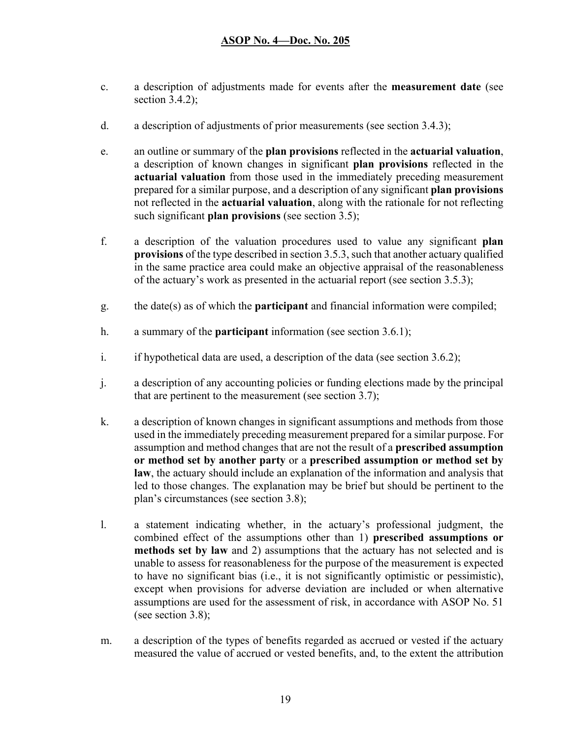c. a description of adjustments made for events after the **measurement date** (see section 3.4.2);

d. a description of adjustments of prior measurements (see section 3.4.3);

e. an outline or summary of the **plan provisions** reflected in the **actuarial valuation**, a description of known changes in significant **plan provisions** reflected in the **actuarial valuation** from those used in the immediately preceding measurement prepared for a similar purpose, and a description of any significant **plan provisions** not reflected in the **actuarial valuation**, along with the rationale for not reflecting such significant **plan provisions** (see section 3.5);

f. a description of the valuation procedures used to value any significant **plan provisions** of the type described in section 3.5.3, such that another actuary qualified in the same practice area could make an objective appraisal of the reasonableness of the actuary's work as presented in the actuarial report (see section 3.5.3);

g. the date(s) as of which the **participant** and financial information were compiled;

h. a summary of the **participant** information (see section 3.6.1);

i. if hypothetical data are used, a description of the data (see section 3.6.2);

j. a description of any accounting policies or funding elections made by the principal that are pertinent to the measurement (see section 3.7);

k. a description of known changes in significant assumptions and methods from those used in the immediately preceding measurement prepared for a similar purpose. For assumption and method changes that are not the result of a **prescribed assumption or method set by another party** or a **prescribed assumption or method set by law**, the actuary should include an explanation of the information and analysis that led to those changes. The explanation may be brief but should be pertinent to the plan's circumstances (see section 3.8);

l. a statement indicating whether, in the actuary's professional judgment, the combined effect of the assumptions other than 1) **prescribed assumptions or methods set by law** and 2) assumptions that the actuary has not selected and is unable to assess for reasonableness for the purpose of the measurement is expected to have no significant bias (i.e., it is not significantly optimistic or pessimistic), except when provisions for adverse deviation are included or when alternative assumptions are used for the assessment of risk, in accordance with ASOP No. 51 (see section 3.8);

m. a description of the types of benefits regarded as accrued or vested if the actuary measured the value of accrued or vested benefits, and, to the extent the attribution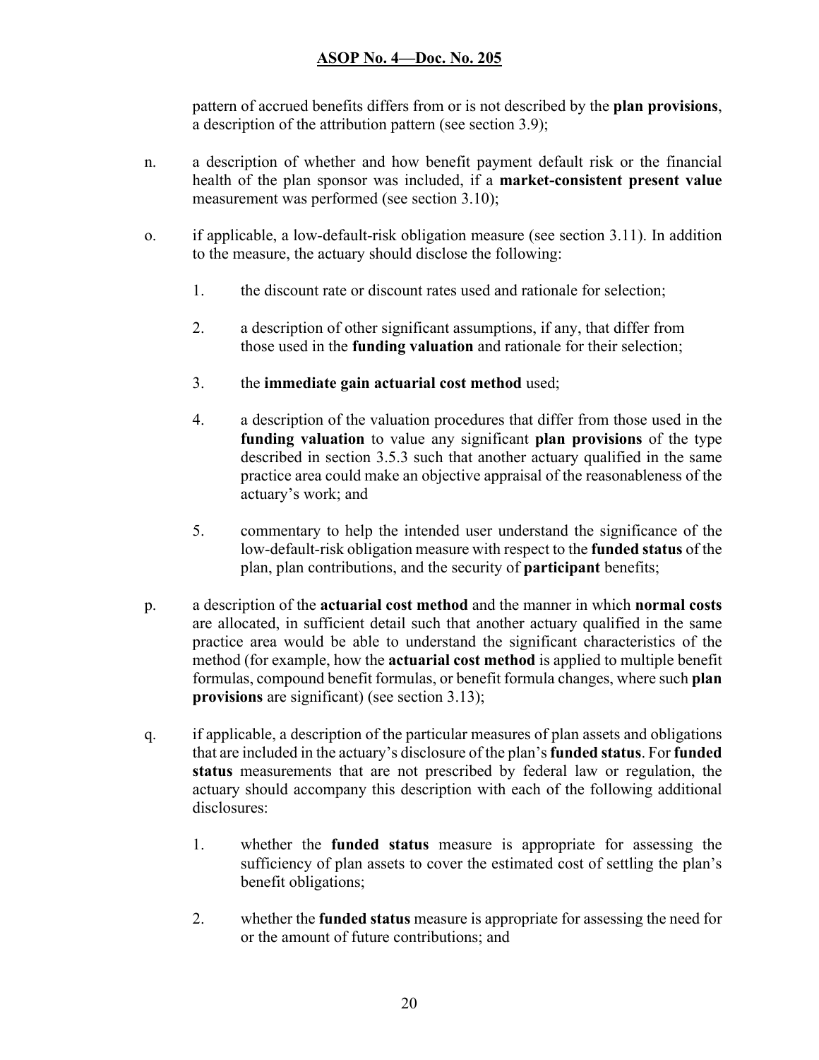pattern of accrued benefits differs from or is not described by the **plan provisions**, a description of the attribution pattern (see section 3.9);

n. a description of whether and how benefit payment default risk or the financial health of the plan sponsor was included, if a **market-consistent present value** measurement was performed (see section 3.10);

o. if applicable, a low-default-risk obligation measure (see section 3.11). In addition to the measure, the actuary should disclose the following:

   1. the discount rate or discount rates used and rationale for selection;

   2. a description of other significant assumptions, if any, that differ from those used in the **funding valuation** and rationale for their selection;

   3. the **immediate gain actuarial cost method** used;

   4. a description of the valuation procedures that differ from those used in the **funding valuation** to value any significant **plan provisions** of the type described in section 3.5.3 such that another actuary qualified in the same practice area could make an objective appraisal of the reasonableness of the actuary's work; and

   5. commentary to help the intended user understand the significance of the low-default-risk obligation measure with respect to the **funded status** of the plan, plan contributions, and the security of **participant** benefits;

p. a description of the **actuarial cost method** and the manner in which **normal costs** are allocated, in sufficient detail such that another actuary qualified in the same practice area would be able to understand the significant characteristics of the method (for example, how the **actuarial cost method** is applied to multiple benefit formulas, compound benefit formulas, or benefit formula changes, where such **plan provisions** are significant) (see section 3.13);

q. if applicable, a description of the particular measures of plan assets and obligations that are included in the actuary's disclosure of the plan's **funded status**. For **funded status** measurements that are not prescribed by federal law or regulation, the actuary should accompany this description with each of the following additional disclosures:

   1. whether the **funded status** measure is appropriate for assessing the sufficiency of plan assets to cover the estimated cost of settling the plan's benefit obligations;

   2. whether the **funded status** measure is appropriate for assessing the need for or the amount of future contributions; and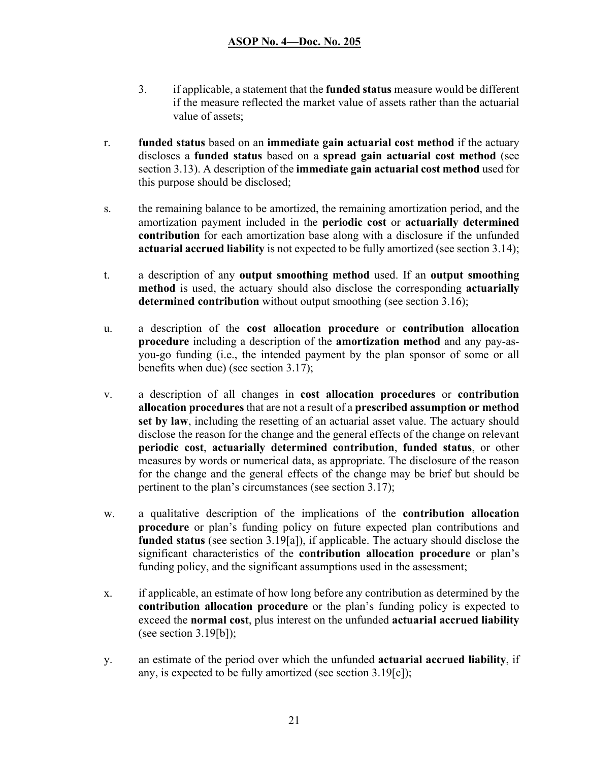3. if applicable, a statement that the **funded status** measure would be different if the measure reflected the market value of assets rather than the actuarial value of assets;

r. **funded status** based on an **immediate gain actuarial cost method** if the actuary discloses a **funded status** based on a **spread gain actuarial cost method** (see section 3.13). A description of the **immediate gain actuarial cost method** used for this purpose should be disclosed;

s. the remaining balance to be amortized, the remaining amortization period, and the amortization payment included in the **periodic cost** or **actuarially determined contribution** for each amortization base along with a disclosure if the unfunded **actuarial accrued liability** is not expected to be fully amortized (see section 3.14);

t. a description of any **output smoothing method** used. If an **output smoothing method** is used, the actuary should also disclose the corresponding **actuarially determined contribution** without output smoothing (see section 3.16);

u. a description of the **cost allocation procedure** or **contribution allocation procedure** including a description of the **amortization method** and any pay-as-you-go funding (i.e., the intended payment by the plan sponsor of some or all benefits when due) (see section 3.17);

v. a description of all changes in **cost allocation procedures** or **contribution allocation procedures** that are not a result of a **prescribed assumption or method set by law**, including the resetting of an actuarial asset value. The actuary should disclose the reason for the change and the general effects of the change on relevant **periodic cost**, **actuarially determined contribution**, **funded status**, or other measures by words or numerical data, as appropriate. The disclosure of the reason for the change and the general effects of the change may be brief but should be pertinent to the plan's circumstances (see section 3.17);

w. a qualitative description of the implications of the **contribution allocation procedure** or plan's funding policy on future expected plan contributions and **funded status** (see section 3.19[a]), if applicable. The actuary should disclose the significant characteristics of the **contribution allocation procedure** or plan's funding policy, and the significant assumptions used in the assessment;

x. if applicable, an estimate of how long before any contribution as determined by the **contribution allocation procedure** or the plan's funding policy is expected to exceed the **normal cost**, plus interest on the unfunded **actuarial accrued liability** (see section 3.19[b]);

y. an estimate of the period over which the unfunded **actuarial accrued liability**, if any, is expected to be fully amortized (see section 3.19[c]);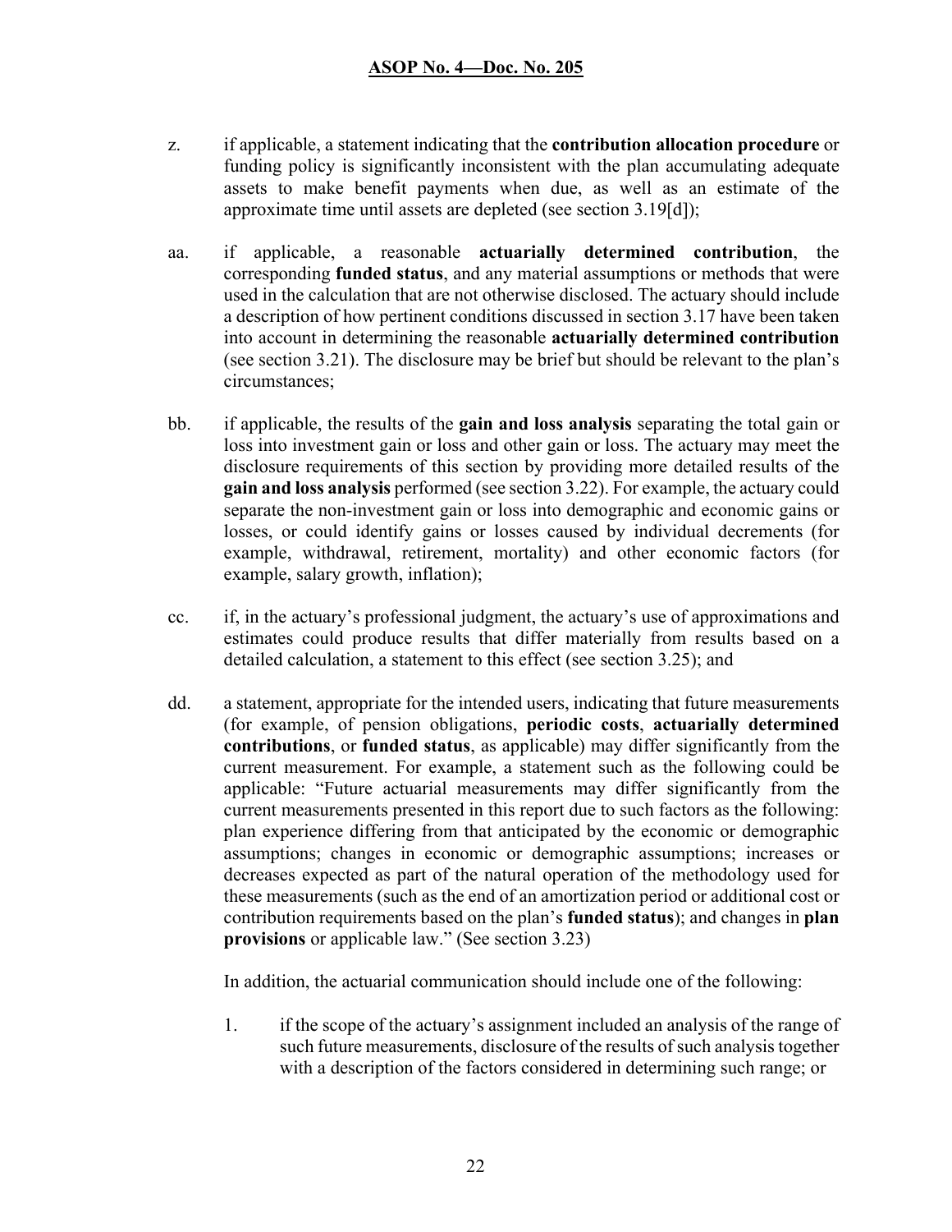z. if applicable, a statement indicating that the **contribution allocation procedure** or funding policy is significantly inconsistent with the plan accumulating adequate assets to make benefit payments when due, as well as an estimate of the approximate time until assets are depleted (see section 3.19[d]);

aa. if applicable, a reasonable **actuarially determined contribution**, the corresponding **funded status**, and any material assumptions or methods that were used in the calculation that are not otherwise disclosed. The actuary should include a description of how pertinent conditions discussed in section 3.17 have been taken into account in determining the reasonable **actuarially determined contribution** (see section 3.21). The disclosure may be brief but should be relevant to the plan's circumstances;

bb. if applicable, the results of the **gain and loss analysis** separating the total gain or loss into investment gain or loss and other gain or loss. The actuary may meet the disclosure requirements of this section by providing more detailed results of the **gain and loss analysis** performed (see section 3.22). For example, the actuary could separate the non-investment gain or loss into demographic and economic gains or losses, or could identify gains or losses caused by individual decrements (for example, withdrawal, retirement, mortality) and other economic factors (for example, salary growth, inflation);

cc. if, in the actuary's professional judgment, the actuary's use of approximations and estimates could produce results that differ materially from results based on a detailed calculation, a statement to this effect (see section 3.25); and

dd. a statement, appropriate for the intended users, indicating that future measurements (for example, of pension obligations, **periodic costs**, **actuarially determined contributions**, or **funded status**, as applicable) may differ significantly from the current measurement. For example, a statement such as the following could be applicable: "Future actuarial measurements may differ significantly from the current measurements presented in this report due to such factors as the following: plan experience differing from that anticipated by the economic or demographic assumptions; changes in economic or demographic assumptions; increases or decreases expected as part of the natural operation of the methodology used for these measurements (such as the end of an amortization period or additional cost or contribution requirements based on the plan's **funded status**); and changes in **plan provisions** or applicable law." (See section 3.23)

    In addition, the actuarial communication should include one of the following:

    1. if the scope of the actuary's assignment included an analysis of the range of such future measurements, disclosure of the results of such analysis together with a description of the factors considered in determining such range; or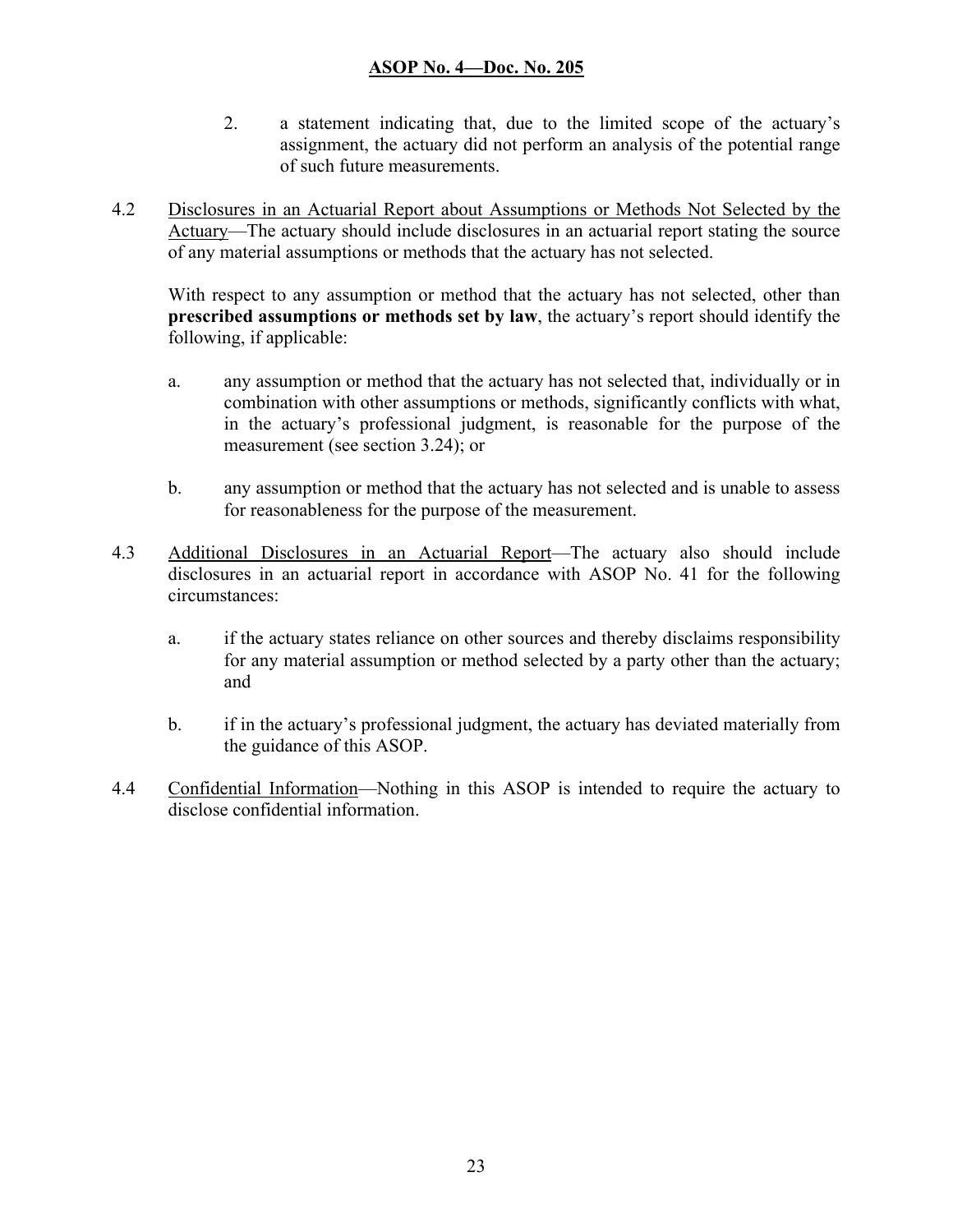2. a statement indicating that, due to the limited scope of the actuary's assignment, the actuary did not perform an analysis of the potential range of such future measurements.

4.2 Disclosures in an Actuarial Report about Assumptions or Methods Not Selected by the Actuary—The actuary should include disclosures in an actuarial report stating the source of any material assumptions or methods that the actuary has not selected.

With respect to any assumption or method that the actuary has not selected, other than **prescribed assumptions or methods set by law**, the actuary's report should identify the following, if applicable:

a. any assumption or method that the actuary has not selected that, individually or in combination with other assumptions or methods, significantly conflicts with what, in the actuary's professional judgment, is reasonable for the purpose of the measurement (see section 3.24); or

b. any assumption or method that the actuary has not selected and is unable to assess for reasonableness for the purpose of the measurement.

4.3 Additional Disclosures in an Actuarial Report—The actuary also should include disclosures in an actuarial report in accordance with ASOP No. 41 for the following circumstances:

a. if the actuary states reliance on other sources and thereby disclaims responsibility for any material assumption or method selected by a party other than the actuary; and

b. if in the actuary's professional judgment, the actuary has deviated materially from the guidance of this ASOP.

4.4 Confidential Information—Nothing in this ASOP is intended to require the actuary to disclose confidential information.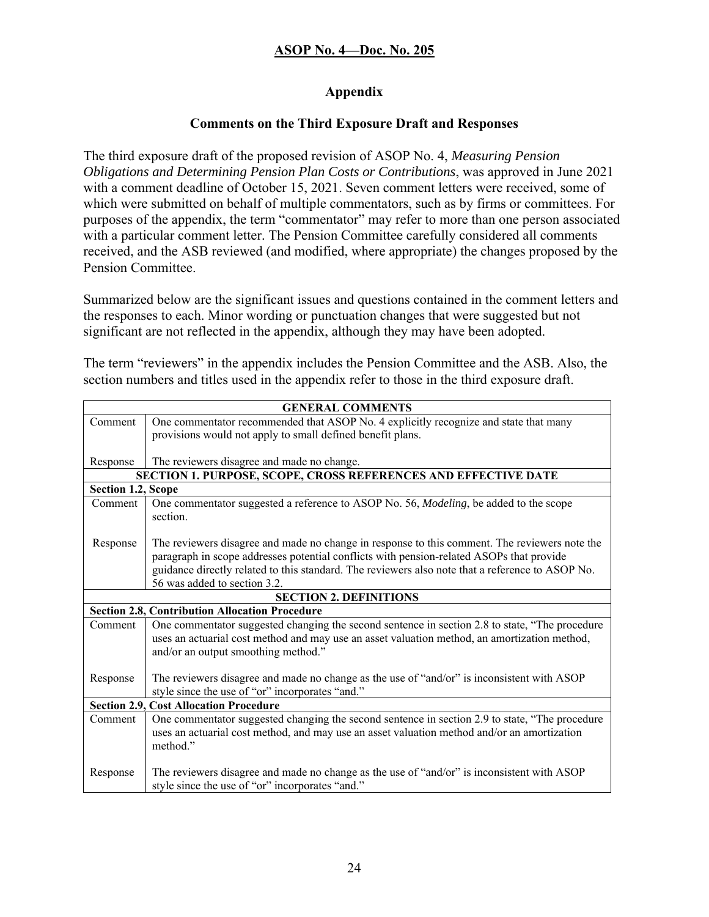## Appendix

### Comments on the Third Exposure Draft and Responses

The third exposure draft of the proposed revision of ASOP No. 4, *Measuring Pension Obligations and Determining Pension Plan Costs or Contributions*, was approved in June 2021 with a comment deadline of October 15, 2021. Seven comment letters were received, some of which were submitted on behalf of multiple commentators, such as by firms or committees. For purposes of the appendix, the term "commentator" may refer to more than one person associated with a particular comment letter. The Pension Committee carefully considered all comments received, and the ASB reviewed (and modified, where appropriate) the changes proposed by the Pension Committee.

Summarized below are the significant issues and questions contained in the comment letters and the responses to each. Minor wording or punctuation changes that were suggested but not significant are not reflected in the appendix, although they may have been adopted.

The term "reviewers" in the appendix includes the Pension Committee and the ASB. Also, the section numbers and titles used in the appendix refer to those in the third exposure draft.

| **GENERAL COMMENTS** | |
|---|---|
| Comment | One commentator recommended that ASOP No. 4 explicitly recognize and state that many provisions would not apply to small defined benefit plans. |
| Response | The reviewers disagree and made no change. |
| **SECTION 1. PURPOSE, SCOPE, CROSS REFERENCES AND EFFECTIVE DATE** | |
| **Section 1.2, Scope** | |
| Comment | One commentator suggested a reference to ASOP No. 56, *Modeling*, be added to the scope section. |
| Response | The reviewers disagree and made no change in response to this comment. The reviewers note the paragraph in scope addresses potential conflicts with pension-related ASOPs that provide guidance directly related to this standard. The reviewers also note that a reference to ASOP No. 56 was added to section 3.2. |
| **SECTION 2. DEFINITIONS** | |
| **Section 2.8, Contribution Allocation Procedure** | |
| Comment | One commentator suggested changing the second sentence in section 2.8 to state, "The procedure uses an actuarial cost method and may use an asset valuation method, an amortization method, and/or an output smoothing method." |
| Response | The reviewers disagree and made no change as the use of "and/or" is inconsistent with ASOP style since the use of "or" incorporates "and." |
| **Section 2.9, Cost Allocation Procedure** | |
| Comment | One commentator suggested changing the second sentence in section 2.9 to state, "The procedure uses an actuarial cost method, and may use an asset valuation method and/or an amortization method." |
| Response | The reviewers disagree and made no change as the use of "and/or" is inconsistent with ASOP style since the use of "or" incorporates "and." |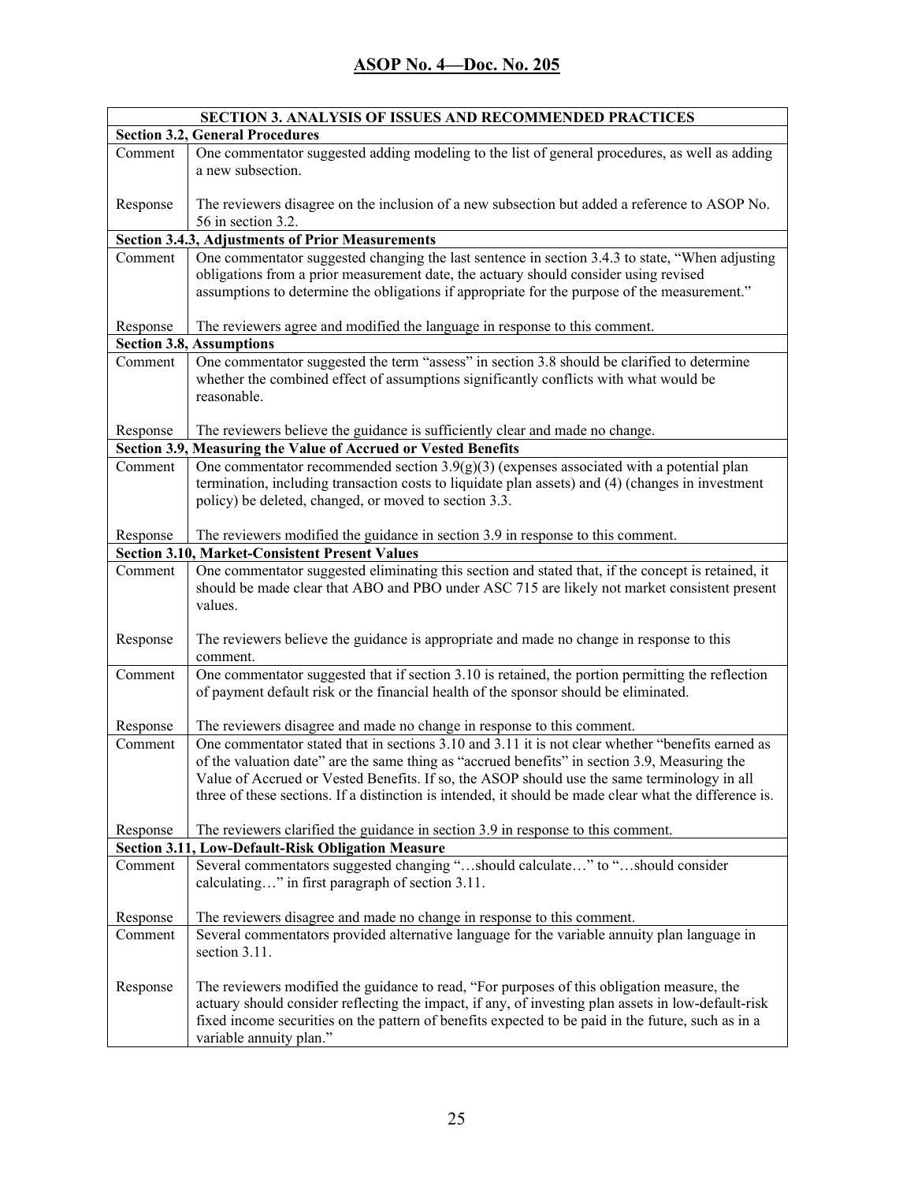## ASOP No. 4—Doc. No. 205

| SECTION 3. ANALYSIS OF ISSUES AND RECOMMENDED PRACTICES | |
|---|---|
| **Section 3.2, General Procedures** | |
| Comment | One commentator suggested adding modeling to the list of general procedures, as well as adding a new subsection. |
| Response | The reviewers disagree on the inclusion of a new subsection but added a reference to ASOP No. 56 in section 3.2. |
| **Section 3.4.3, Adjustments of Prior Measurements** | |
| Comment | One commentator suggested changing the last sentence in section 3.4.3 to state, "When adjusting obligations from a prior measurement date, the actuary should consider using revised assumptions to determine the obligations if appropriate for the purpose of the measurement." |
| Response | The reviewers agree and modified the language in response to this comment. |
| **Section 3.8, Assumptions** | |
| Comment | One commentator suggested the term "assess" in section 3.8 should be clarified to determine whether the combined effect of assumptions significantly conflicts with what would be reasonable. |
| Response | The reviewers believe the guidance is sufficiently clear and made no change. |
| **Section 3.9, Measuring the Value of Accrued or Vested Benefits** | |
| Comment | One commentator recommended section 3.9(g)(3) (expenses associated with a potential plan termination, including transaction costs to liquidate plan assets) and (4) (changes in investment policy) be deleted, changed, or moved to section 3.3. |
| Response | The reviewers modified the guidance in section 3.9 in response to this comment. |
| **Section 3.10, Market-Consistent Present Values** | |
| Comment | One commentator suggested eliminating this section and stated that, if the concept is retained, it should be made clear that ABO and PBO under ASC 715 are likely not market consistent present values. |
| Response | The reviewers believe the guidance is appropriate and made no change in response to this comment. |
| Comment | One commentator suggested that if section 3.10 is retained, the portion permitting the reflection of payment default risk or the financial health of the sponsor should be eliminated. |
| Response | The reviewers disagree and made no change in response to this comment. |
| Comment | One commentator stated that in sections 3.10 and 3.11 it is not clear whether "benefits earned as of the valuation date" are the same thing as "accrued benefits" in section 3.9, Measuring the Value of Accrued or Vested Benefits. If so, the ASOP should use the same terminology in all three of these sections. If a distinction is intended, it should be made clear what the difference is. |
| Response | The reviewers clarified the guidance in section 3.9 in response to this comment. |
| **Section 3.11, Low-Default-Risk Obligation Measure** | |
| Comment | Several commentators suggested changing "…should calculate…" to "…should consider calculating…" in first paragraph of section 3.11. |
| Response | The reviewers disagree and made no change in response to this comment. |
| Comment | Several commentators provided alternative language for the variable annuity plan language in section 3.11. |
| Response | The reviewers modified the guidance to read, "For purposes of this obligation measure, the actuary should consider reflecting the impact, if any, of investing plan assets in low-default-risk fixed income securities on the pattern of benefits expected to be paid in the future, such as in a variable annuity plan." |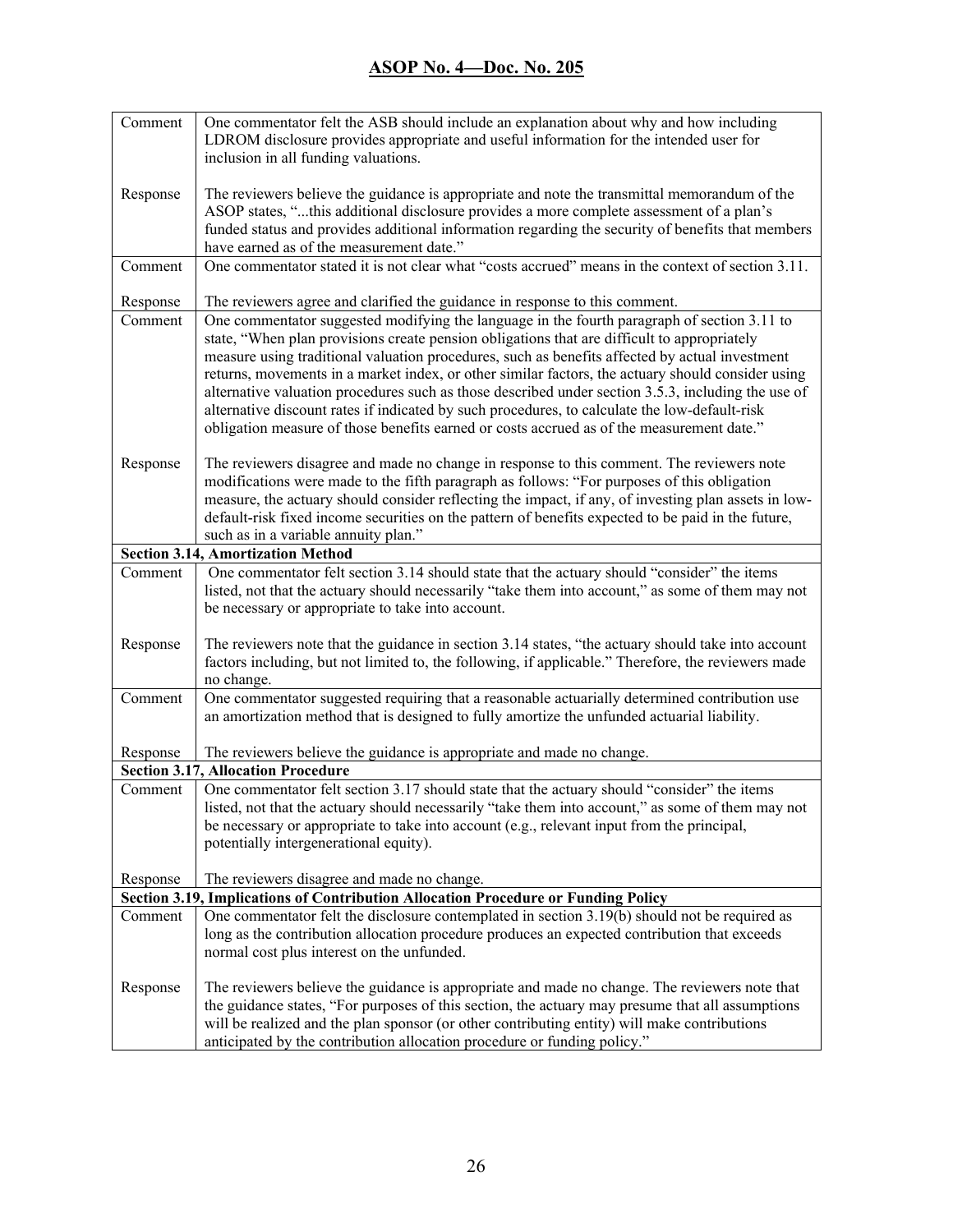| | |
|---|---|
| Comment | One commentator felt the ASB should include an explanation about why and how including LDROM disclosure provides appropriate and useful information for the intended user for inclusion in all funding valuations. |
| Response | The reviewers believe the guidance is appropriate and note the transmittal memorandum of the ASOP states, "...this additional disclosure provides a more complete assessment of a plan's funded status and provides additional information regarding the security of benefits that members have earned as of the measurement date." |
| Comment | One commentator stated it is not clear what "costs accrued" means in the context of section 3.11. |
| Response | The reviewers agree and clarified the guidance in response to this comment. |
| Comment | One commentator suggested modifying the language in the fourth paragraph of section 3.11 to state, "When plan provisions create pension obligations that are difficult to appropriately measure using traditional valuation procedures, such as benefits affected by actual investment returns, movements in a market index, or other similar factors, the actuary should consider using alternative valuation procedures such as those described under section 3.5.3, including the use of alternative discount rates if indicated by such procedures, to calculate the low-default-risk obligation measure of those benefits earned or costs accrued as of the measurement date." |
| Response | The reviewers disagree and made no change in response to this comment. The reviewers note modifications were made to the fifth paragraph as follows: "For purposes of this obligation measure, the actuary should consider reflecting the impact, if any, of investing plan assets in low-default-risk fixed income securities on the pattern of benefits expected to be paid in the future, such as in a variable annuity plan." |
| **Section 3.14, Amortization Method** | |
| Comment | One commentator felt section 3.14 should state that the actuary should "consider" the items listed, not that the actuary should necessarily "take them into account," as some of them may not be necessary or appropriate to take into account. |
| Response | The reviewers note that the guidance in section 3.14 states, "the actuary should take into account factors including, but not limited to, the following, if applicable." Therefore, the reviewers made no change. |
| Comment | One commentator suggested requiring that a reasonable actuarially determined contribution use an amortization method that is designed to fully amortize the unfunded actuarial liability. |
| Response | The reviewers believe the guidance is appropriate and made no change. |
| **Section 3.17, Allocation Procedure** | |
| Comment | One commentator felt section 3.17 should state that the actuary should "consider" the items listed, not that the actuary should necessarily "take them into account," as some of them may not be necessary or appropriate to take into account (e.g., relevant input from the principal, potentially intergenerational equity). |
| Response | The reviewers disagree and made no change. |
| **Section 3.19, Implications of Contribution Allocation Procedure or Funding Policy** | |
| Comment | One commentator felt the disclosure contemplated in section 3.19(b) should not be required as long as the contribution allocation procedure produces an expected contribution that exceeds normal cost plus interest on the unfunded. |
| Response | The reviewers believe the guidance is appropriate and made no change. The reviewers note that the guidance states, "For purposes of this section, the actuary may presume that all assumptions will be realized and the plan sponsor (or other contributing entity) will make contributions anticipated by the contribution allocation procedure or funding policy." |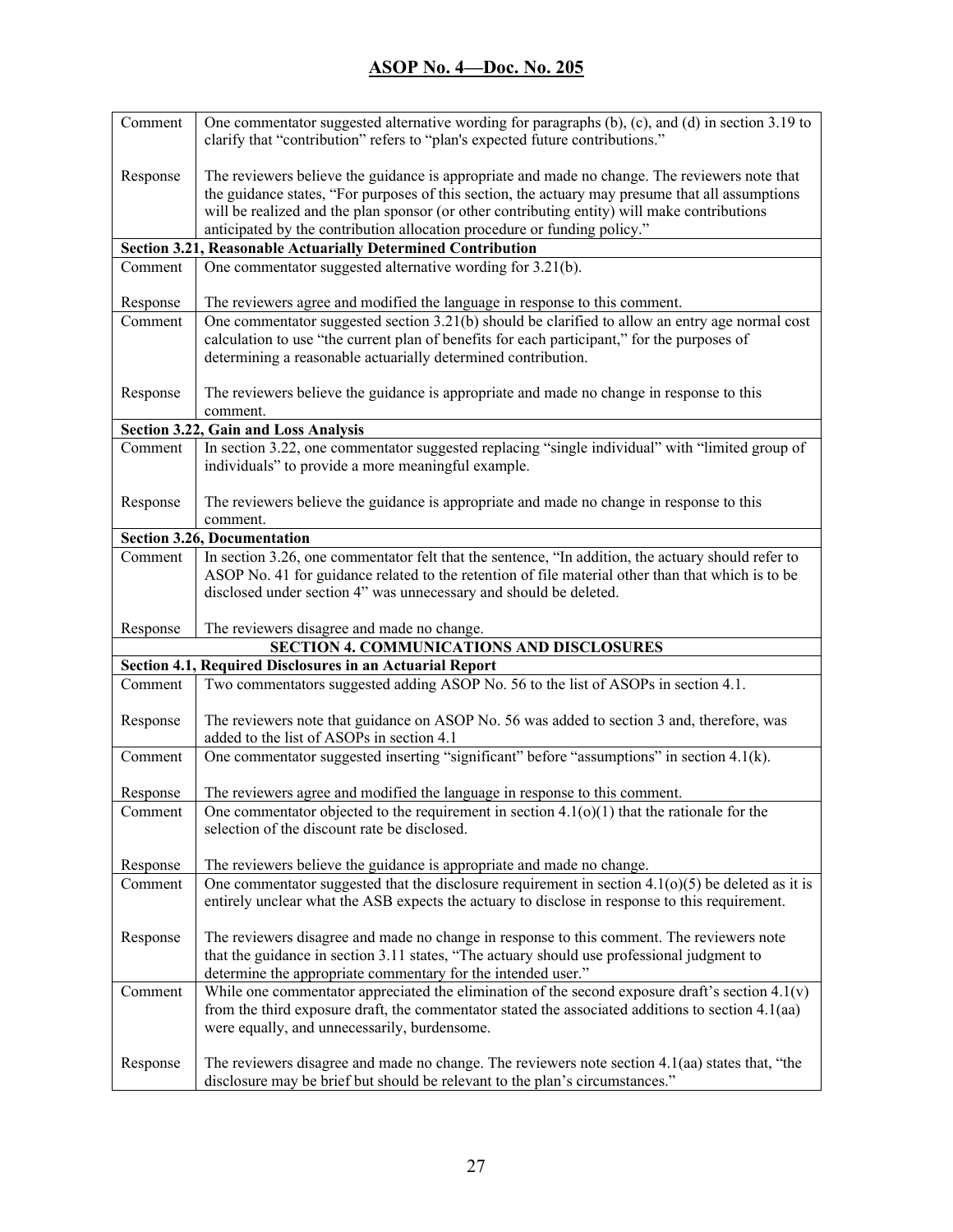| | |
|---|---|
| Comment | One commentator suggested alternative wording for paragraphs (b), (c), and (d) in section 3.19 to clarify that "contribution" refers to "plan's expected future contributions." |
| Response | The reviewers believe the guidance is appropriate and made no change. The reviewers note that the guidance states, "For purposes of this section, the actuary may presume that all assumptions will be realized and the plan sponsor (or other contributing entity) will make contributions anticipated by the contribution allocation procedure or funding policy." |
| **Section 3.21, Reasonable Actuarially Determined Contribution** | |
| Comment | One commentator suggested alternative wording for 3.21(b). |
| Response | The reviewers agree and modified the language in response to this comment. |
| Comment | One commentator suggested section 3.21(b) should be clarified to allow an entry age normal cost calculation to use "the current plan of benefits for each participant," for the purposes of determining a reasonable actuarially determined contribution. |
| Response | The reviewers believe the guidance is appropriate and made no change in response to this comment. |
| **Section 3.22, Gain and Loss Analysis** | |
| Comment | In section 3.22, one commentator suggested replacing "single individual" with "limited group of individuals" to provide a more meaningful example. |
| Response | The reviewers believe the guidance is appropriate and made no change in response to this comment. |
| **Section 3.26, Documentation** | |
| Comment | In section 3.26, one commentator felt that the sentence, "In addition, the actuary should refer to ASOP No. 41 for guidance related to the retention of file material other than that which is to be disclosed under section 4" was unnecessary and should be deleted. |
| Response | The reviewers disagree and made no change. |
| **SECTION 4. COMMUNICATIONS AND DISCLOSURES** | |
| **Section 4.1, Required Disclosures in an Actuarial Report** | |
| Comment | Two commentators suggested adding ASOP No. 56 to the list of ASOPs in section 4.1. |
| Response | The reviewers note that guidance on ASOP No. 56 was added to section 3 and, therefore, was added to the list of ASOPs in section 4.1 |
| Comment | One commentator suggested inserting "significant" before "assumptions" in section 4.1(k). |
| Response | The reviewers agree and modified the language in response to this comment. |
| Comment | One commentator objected to the requirement in section 4.1(o)(1) that the rationale for the selection of the discount rate be disclosed. |
| Response | The reviewers believe the guidance is appropriate and made no change. |
| Comment | One commentator suggested that the disclosure requirement in section 4.1(o)(5) be deleted as it is entirely unclear what the ASB expects the actuary to disclose in response to this requirement. |
| Response | The reviewers disagree and made no change in response to this comment. The reviewers note that the guidance in section 3.11 states, "The actuary should use professional judgment to determine the appropriate commentary for the intended user." |
| Comment | While one commentator appreciated the elimination of the second exposure draft's section 4.1(v) from the third exposure draft, the commentator stated the associated additions to section 4.1(aa) were equally, and unnecessarily, burdensome. |
| Response | The reviewers disagree and made no change. The reviewers note section 4.1(aa) states that, "the disclosure may be brief but should be relevant to the plan's circumstances." |